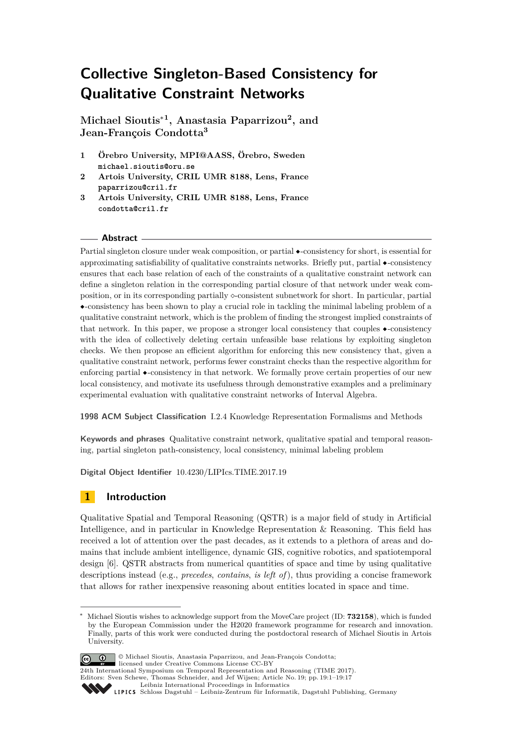# Collective Singleton-Based Consistency for Qualitative Constraint Networks

**Michael Sioutis**[*1], **Anastasia Paparrizou**[2], **and Jean-François Condotta**[3]

1 **Örebro University, MPI@AASS, Örebro, Sweden**
michael.sioutis@oru.se

2 **Artois University, CRIL UMR 8188, Lens, France**
paparrizou@cril.fr

3 **Artois University, CRIL UMR 8188, Lens, France**
condotta@cril.fr

## Abstract

Partial singleton closure under weak composition, or partial $\blacklozenge$-consistency for short, is essential for approximating satisfiability of qualitative constraints networks. Briefly put, partial $\blacklozenge$-consistency ensures that each base relation of each of the constraints of a qualitative constraint network can define a singleton relation in the corresponding partial closure of that network under weak composition, or in its corresponding partially $\diamond$-consistent subnetwork for short. In particular, partial $\blacklozenge$-consistency has been shown to play a crucial role in tackling the minimal labeling problem of a qualitative constraint network, which is the problem of finding the strongest implied constraints of that network. In this paper, we propose a stronger local consistency that couples $\blacklozenge$-consistency with the idea of collectively deleting certain unfeasible base relations by exploiting singleton checks. We then propose an efficient algorithm for enforcing this new consistency that, given a qualitative constraint network, performs fewer constraint checks than the respective algorithm for enforcing partial $\blacklozenge$-consistency in that network. We formally prove certain properties of our new local consistency, and motivate its usefulness through demonstrative examples and a preliminary experimental evaluation with qualitative constraint networks of Interval Algebra.

**1998 ACM Subject Classification** I.2.4 Knowledge Representation Formalisms and Methods

**Keywords and phrases** Qualitative constraint network, qualitative spatial and temporal reasoning, partial singleton path-consistency, local consistency, minimal labeling problem

**Digital Object Identifier** 10.4230/LIPIcs.TIME.2017.19

## 1 Introduction

Qualitative Spatial and Temporal Reasoning (QSTR) is a major field of study in Artificial Intelligence, and in particular in Knowledge Representation & Reasoning. This field has received a lot of attention over the past decades, as it extends to a plethora of areas and domains that include ambient intelligence, dynamic GIS, cognitive robotics, and spatiotemporal design [6]. QSTR abstracts from numerical quantities of space and time by using qualitative descriptions instead (e.g., *precedes*, *contains*, *is left of*), thus providing a concise framework that allows for rather inexpensive reasoning about entities located in space and time.

---

[*] Michael Sioutis wishes to acknowledge support from the MoveCare project (ID: **732158**), which is funded by the European Commission under the H2020 framework programme for research and innovation. Finally, parts of this work were conducted during the postdoctoral research of Michael Sioutis in Artois University.

© Michael Sioutis, Anastasia Paparrizou, and Jean-François Condotta;
licensed under Creative Commons License CC-BY
24th International Symposium on Temporal Representation and Reasoning (TIME 2017).
Editors: Sven Schewe, Thomas Schneider, and Jef Wijsen; Article No. 19; pp. 19:1–19:17
Leibniz International Proceedings in Informatics
Schloss Dagstuhl – Leibniz-Zentrum für Informatik, Dagstuhl Publishing, Germany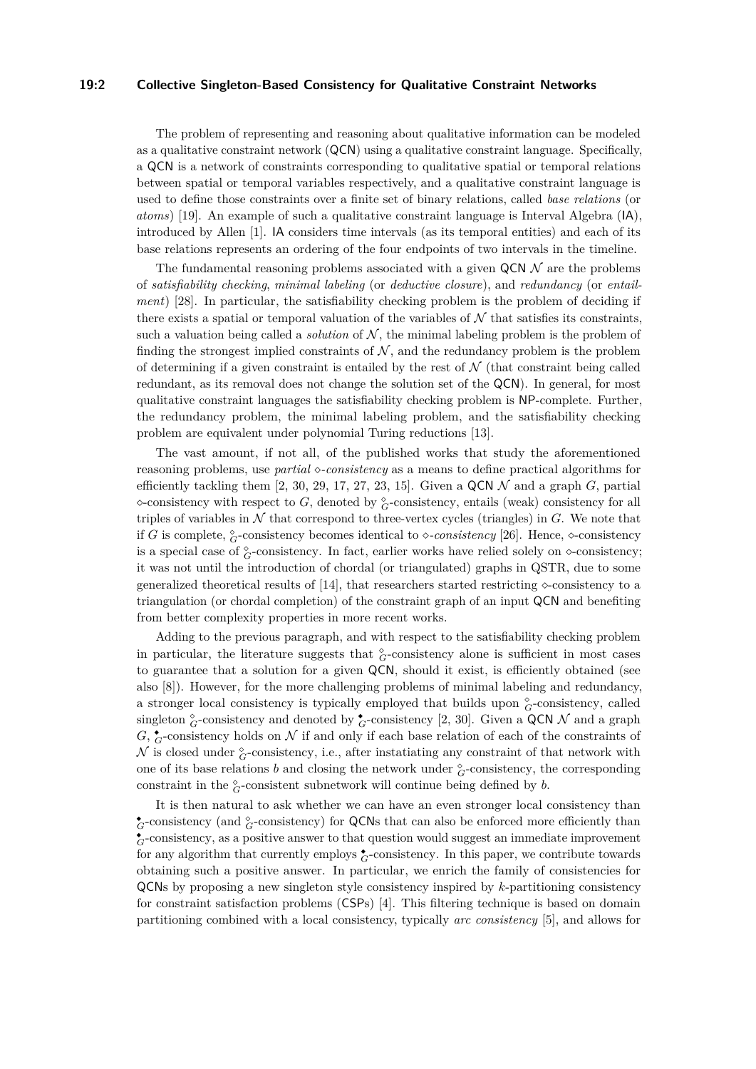The problem of representing and reasoning about qualitative information can be modeled as a qualitative constraint network (QCN) using a qualitative constraint language. Specifically, a QCN is a network of constraints corresponding to qualitative spatial or temporal relations between spatial or temporal variables respectively, and a qualitative constraint language is used to define those constraints over a finite set of binary relations, called *base relations* (or *atoms*) [19]. An example of such a qualitative constraint language is Interval Algebra (IA), introduced by Allen [1]. IA considers time intervals (as its temporal entities) and each of its base relations represents an ordering of the four endpoints of two intervals in the timeline.

The fundamental reasoning problems associated with a given QCN $\mathcal{N}$ are the problems of *satisfiability checking*, *minimal labeling* (or *deductive closure*), and *redundancy* (or *entailment*) [28]. In particular, the satisfiability checking problem is the problem of deciding if there exists a spatial or temporal valuation of the variables of $\mathcal{N}$ that satisfies its constraints, such a valuation being called a *solution* of $\mathcal{N}$, the minimal labeling problem is the problem of finding the strongest implied constraints of $\mathcal{N}$, and the redundancy problem is the problem of determining if a given constraint is entailed by the rest of $\mathcal{N}$ (that constraint being called redundant, as its removal does not change the solution set of the QCN). In general, for most qualitative constraint languages the satisfiability checking problem is NP-complete. Further, the redundancy problem, the minimal labeling problem, and the satisfiability checking problem are equivalent under polynomial Turing reductions [13].

The vast amount, if not all, of the published works that study the aforementioned reasoning problems, use *partial $\diamond$-consistency* as a means to define practical algorithms for efficiently tackling them [2, 30, 29, 17, 27, 23, 15]. Given a QCN $\mathcal{N}$ and a graph $G$, partial $\diamond$-consistency with respect to $G$, denoted by $\diamond_G$-consistency, entails (weak) consistency for all triples of variables in $\mathcal{N}$ that correspond to three-vertex cycles (triangles) in $G$. We note that if $G$ is complete, $\diamond_G$-consistency becomes identical to *$\diamond$-consistency* [26]. Hence, $\diamond$-consistency is a special case of $\diamond_G$-consistency. In fact, earlier works have relied solely on $\diamond$-consistency; it was not until the introduction of chordal (or triangulated) graphs in QSTR, due to some generalized theoretical results of [14], that researchers started restricting $\diamond$-consistency to a triangulation (or chordal completion) of the constraint graph of an input QCN and benefiting from better complexity properties in more recent works.

Adding to the previous paragraph, and with respect to the satisfiability checking problem in particular, the literature suggests that $\diamond_G$-consistency alone is sufficient in most cases to guarantee that a solution for a given QCN, should it exist, is efficiently obtained (see also [8]). However, for the more challenging problems of minimal labeling and redundancy, a stronger local consistency is typically employed that builds upon $\diamond_G$-consistency, called singleton $\diamond_G$-consistency and denoted by $\blacklozenge_G$-consistency [2, 30]. Given a QCN $\mathcal{N}$ and a graph $G$, $\blacklozenge_G$-consistency holds on $\mathcal{N}$ if and only if each base relation of each of the constraints of $\mathcal{N}$ is closed under $\diamond_G$-consistency, i.e., after instatiating any constraint of that network with one of its base relations $b$ and closing the network under $\diamond_G$-consistency, the corresponding constraint in the $\diamond_G$-consistent subnetwork will continue being defined by $b$.

It is then natural to ask whether we can have an even stronger local consistency than $\blacklozenge_G$-consistency (and $\diamond_G$-consistency) for QCNs that can also be enforced more efficiently than $\blacklozenge_G$-consistency, as a positive answer to that question would suggest an immediate improvement for any algorithm that currently employs $\blacklozenge_G$-consistency. In this paper, we contribute towards obtaining such a positive answer. In particular, we enrich the family of consistencies for QCNs by proposing a new singleton style consistency inspired by $k$-partitioning consistency for constraint satisfaction problems (CSPs) [4]. This filtering technique is based on domain partitioning combined with a local consistency, typically *arc consistency* [5], and allows for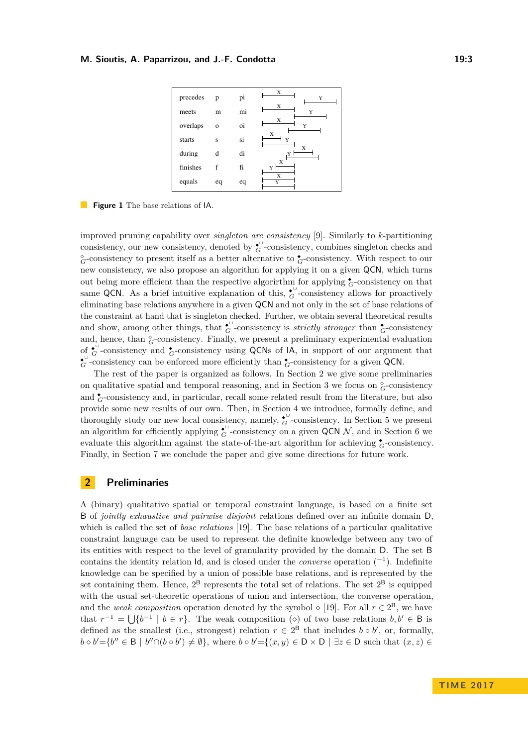| | | | |
|---|---|---|---|
| precedes | p | pi | |
| meets | m | mi | |
| overlaps | o | oi | |
| starts | s | si | |
| during | d | di | |
| finishes | f | fi | |
| equals | eq | eq | |

**Figure 1** The base relations of IA.

improved pruning capability over *singleton arc consistency* [9]. Similarly to $k$-partitioning consistency, our new consistency, denoted by $\blacklozenge_G^{\cup}$-consistency, combines singleton checks and $\lozenge_G$-consistency to present itself as a better alternative to $\blacklozenge_G$-consistency. With respect to our new consistency, we also propose an algorithm for applying it on a given QCN, which turns out being more efficient than the respective algorirthm for applying $\blacklozenge_G$-consistency on that same QCN. As a brief intuitive explanation of this, $\blacklozenge_G^{\cup}$-consistency allows for proactively eliminating base relations anywhere in a given QCN and not only in the set of base relations of the constraint at hand that is singleton checked. Further, we obtain several theoretical results and show, among other things, that $\blacklozenge_G^{\cup}$-consistency is *strictly stronger* than $\blacklozenge_G$-consistency and, hence, than $\lozenge_G$-consistency. Finally, we present a preliminary experimental evaluation of $\blacklozenge_G^{\cup}$-consistency and $\blacklozenge_G$-consistency using QCNs of IA, in support of our argument that $\blacklozenge_G^{\cup}$-consistency can be enforced more efficiently than $\blacklozenge_G$-consistency for a given QCN.

The rest of the paper is organized as follows. In Section 2 we give some preliminaries on qualitative spatial and temporal reasoning, and in Section 3 we focus on $\lozenge_G$-consistency and $\blacklozenge_G$-consistency and, in particular, recall some related result from the literature, but also provide some new results of our own. Then, in Section 4 we introduce, formally define, and thoroughly study our new local consistency, namely, $\blacklozenge_G^{\cup}$-consistency. In Section 5 we present an algorithm for efficiently applying $\blacklozenge_G^{\cup}$-consistency on a given QCN $\mathcal{N}$, and in Section 6 we evaluate this algorithm against the state-of-the-art algorithm for achieving $\blacklozenge_G$-consistency. Finally, in Section 7 we conclude the paper and give some directions for future work.

## 2 Preliminaries

A (binary) qualitative spatial or temporal constraint language, is based on a finite set B of *jointly exhaustive and pairwise disjoint* relations defined over an infinite domain D, which is called the set of *base relations* [19]. The base relations of a particular qualitative constraint language can be used to represent the definite knowledge between any two of its entities with respect to the level of granularity provided by the domain D. The set B contains the identity relation Id, and is closed under the *converse* operation ($^{-1}$). Indefinite knowledge can be specified by a union of possible base relations, and is represented by the set containing them. Hence, $2^{\mathsf{B}}$ represents the total set of relations. The set $2^{\mathsf{B}}$ is equipped with the usual set-theoretic operations of union and intersection, the converse operation, and the *weak composition* operation denoted by the symbol $\diamond$ [19]. For all $r \in 2^{\mathsf{B}}$, we have that $r^{-1} = \bigcup\{b^{-1} \mid b \in r\}$. The weak composition ($\diamond$) of two base relations $b, b' \in \mathsf{B}$ is defined as the smallest (i.e., strongest) relation $r \in 2^{\mathsf{B}}$ that includes $b \circ b'$, or, formally, $b \diamond b' = \{b'' \in \mathsf{B} \mid b'' \cap (b \circ b') \neq \emptyset\}$, where $b \circ b' = \{(x, y) \in \mathsf{D} \times \mathsf{D} \mid \exists z \in \mathsf{D}$ such that $(x, z) \in$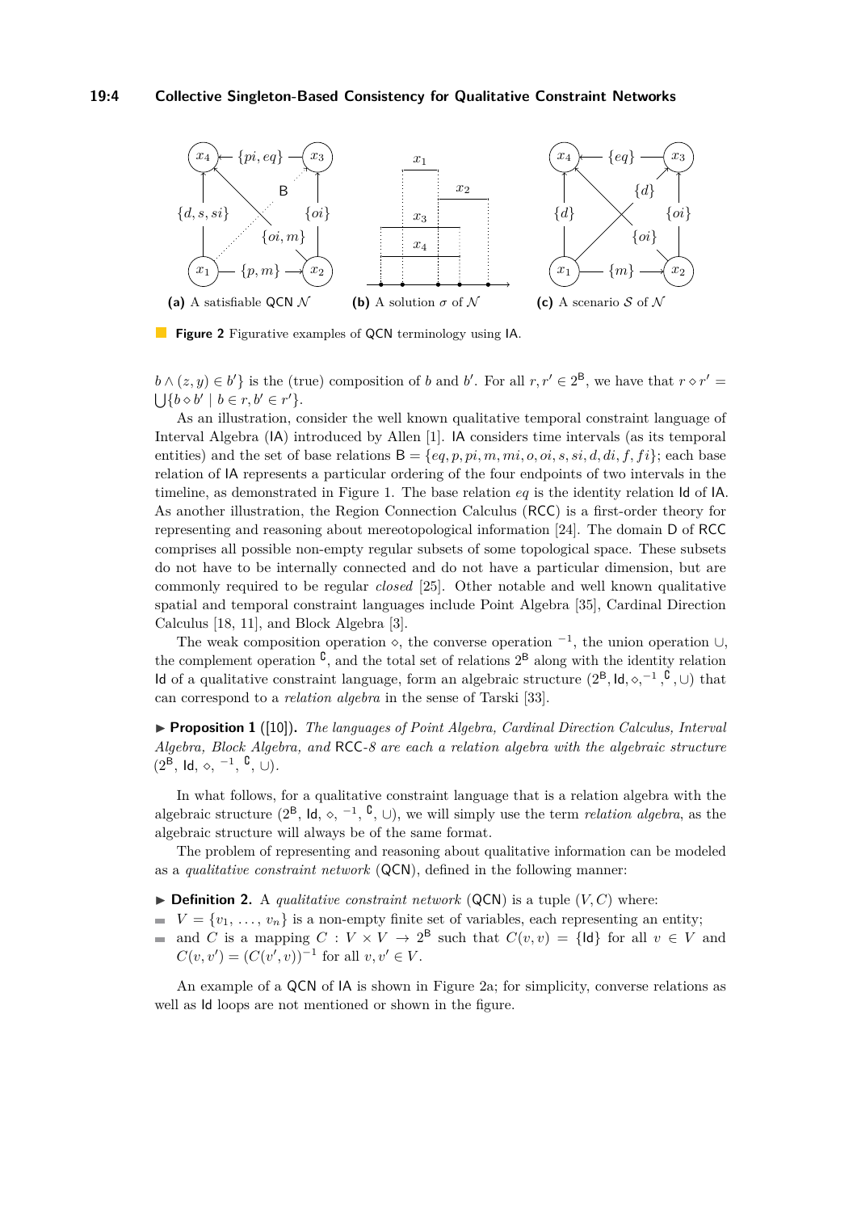**(a)** A satisfiable QCN $\mathcal{N}$ **(b)** A solution $\sigma$ of $\mathcal{N}$ **(c)** A scenario $\mathcal{S}$ of $\mathcal{N}$

**Figure 2** Figurative examples of QCN terminology using IA.

$b \wedge (z, y) \in b'\}$ is the (true) composition of $b$ and $b'$. For all $r, r' \in 2^{\mathsf{B}}$, we have that $r \diamond r' = \bigcup\{b \diamond b' \mid b \in r, b' \in r'\}$.

As an illustration, consider the well known qualitative temporal constraint language of Interval Algebra (IA) introduced by Allen [1]. IA considers time intervals (as its temporal entities) and the set of base relations $\mathsf{B} = \{eq, p, pi, m, mi, o, oi, s, si, d, di, f, fi\}$; each base relation of IA represents a particular ordering of the four endpoints of two intervals in the timeline, as demonstrated in Figure 1. The base relation $eq$ is the identity relation $\mathsf{Id}$ of IA. As another illustration, the Region Connection Calculus (RCC) is a first-order theory for representing and reasoning about mereotopological information [24]. The domain $\mathsf{D}$ of RCC comprises all possible non-empty regular subsets of some topological space. These subsets do not have to be internally connected and do not have a particular dimension, but are commonly required to be regular *closed* [25]. Other notable and well known qualitative spatial and temporal constraint languages include Point Algebra [35], Cardinal Direction Calculus [18, 11], and Block Algebra [3].

The weak composition operation $\diamond$, the converse operation $^{-1}$, the union operation $\cup$, the complement operation $^{\complement}$, and the total set of relations $2^{\mathsf{B}}$ along with the identity relation $\mathsf{Id}$ of a qualitative constraint language, form an algebraic structure $(2^{\mathsf{B}}, \mathsf{Id}, \diamond, ^{-1}, ^{\complement}, \cup)$ that can correspond to a *relation algebra* in the sense of Tarski [33].

▶ **Proposition 1** ([10]). *The languages of Point Algebra, Cardinal Direction Calculus, Interval Algebra, Block Algebra, and* RCC-*8 are each a relation algebra with the algebraic structure* $(2^{\mathsf{B}}, \mathsf{Id}, \diamond, ^{-1}, ^{\complement}, \cup)$.

In what follows, for a qualitative constraint language that is a relation algebra with the algebraic structure $(2^{\mathsf{B}}, \mathsf{Id}, \diamond, ^{-1}, ^{\complement}, \cup)$, we will simply use the term *relation algebra*, as the algebraic structure will always be of the same format.

The problem of representing and reasoning about qualitative information can be modeled as a *qualitative constraint network* (QCN), defined in the following manner:

▶ **Definition 2.** A *qualitative constraint network* (QCN) is a tuple $(V, C)$ where:

- $V = \{v_1, \ldots, v_n\}$ is a non-empty finite set of variables, each representing an entity;
- and $C$ is a mapping $C : V \times V \to 2^{\mathsf{B}}$ such that $C(v, v) = \{\mathsf{Id}\}$ for all $v \in V$ and $C(v, v') = (C(v', v))^{-1}$ for all $v, v' \in V$.

An example of a QCN of IA is shown in Figure 2a; for simplicity, converse relations as well as $\mathsf{Id}$ loops are not mentioned or shown in the figure.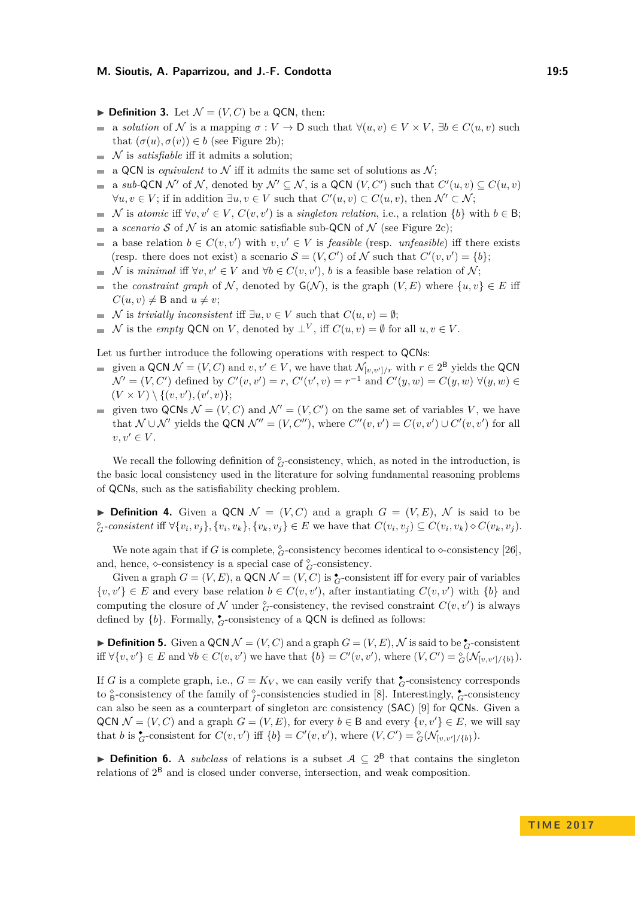▶ **Definition 3.** Let $\mathcal{N} = (V, C)$ be a QCN, then:

- a *solution* of $\mathcal{N}$ is a mapping $\sigma : V \rightarrow \mathsf{D}$ such that $\forall (u, v) \in V \times V$, $\exists b \in C(u, v)$ such that $(\sigma(u), \sigma(v)) \in b$ (see Figure 2b);
- $\mathcal{N}$ is *satisfiable* iff it admits a solution;
- a QCN is *equivalent* to $\mathcal{N}$ iff it admits the same set of solutions as $\mathcal{N}$;
- a *sub*-QCN $\mathcal{N}'$ of $\mathcal{N}$, denoted by $\mathcal{N}' \subseteq \mathcal{N}$, is a QCN $(V, C')$ such that $C'(u, v) \subseteq C(u, v)$ $\forall u, v \in V$; if in addition $\exists u, v \in V$ such that $C'(u, v) \subset C(u, v)$, then $\mathcal{N}' \subset \mathcal{N}$;
- $\mathcal{N}$ is *atomic* iff $\forall v, v' \in V$, $C(v, v')$ is a *singleton relation*, i.e., a relation $\{b\}$ with $b \in \mathsf{B}$;
- a *scenario* $\mathcal{S}$ of $\mathcal{N}$ is an atomic satisfiable sub-QCN of $\mathcal{N}$ (see Figure 2c);
- a base relation $b \in C(v, v')$ with $v, v' \in V$ is *feasible* (resp. *unfeasible*) iff there exists (resp. there does not exist) a scenario $\mathcal{S} = (V, C')$ of $\mathcal{N}$ such that $C'(v, v') = \{b\}$;
- $\mathcal{N}$ is *minimal* iff $\forall v, v' \in V$ and $\forall b \in C(v, v')$, $b$ is a feasible base relation of $\mathcal{N}$;
- the *constraint graph* of $\mathcal{N}$, denoted by $\mathsf{G}(\mathcal{N})$, is the graph $(V, E)$ where $\{u, v\} \in E$ iff $C(u, v) \neq \mathsf{B}$ and $u \neq v$;
- $\mathcal{N}$ is *trivially inconsistent* iff $\exists u, v \in V$ such that $C(u, v) = \emptyset$;
- $\mathcal{N}$ is the *empty* QCN on $V$, denoted by $\bot^V$, iff $C(u, v) = \emptyset$ for all $u, v \in V$.

Let us further introduce the following operations with respect to QCNs:

- given a QCN $\mathcal{N} = (V, C)$ and $v, v' \in V$, we have that $\mathcal{N}_{[v,v']/r}$ with $r \in 2^{\mathsf{B}}$ yields the QCN $\mathcal{N}' = (V, C')$ defined by $C'(v, v') = r$, $C'(v', v) = r^{-1}$ and $C'(y, w) = C(y, w)$ $\forall (y, w) \in (V \times V) \setminus \{(v, v'), (v', v)\}$;
- given two QCNs $\mathcal{N} = (V, C)$ and $\mathcal{N}' = (V, C')$ on the same set of variables $V$, we have that $\mathcal{N} \cup \mathcal{N}'$ yields the QCN $\mathcal{N}'' = (V, C'')$, where $C''(v, v') = C(v, v') \cup C'(v, v')$ for all $v, v' \in V$.

We recall the following definition of $\mathring{\diamond}_G$-consistency, which, as noted in the introduction, is the basic local consistency used in the literature for solving fundamental reasoning problems of QCNs, such as the satisfiability checking problem.

▶ **Definition 4.** Given a QCN $\mathcal{N} = (V, C)$ and a graph $G = (V, E)$, $\mathcal{N}$ is said to be $\mathring{\diamond}_G$*-consistent* iff $\forall \{v_i, v_j\}, \{v_i, v_k\}, \{v_k, v_j\} \in E$ we have that $C(v_i, v_j) \subseteq C(v_i, v_k) \diamond C(v_k, v_j)$.

We note again that if $G$ is complete, $\mathring{\diamond}_G$-consistency becomes identical to $\diamond$-consistency [26], and, hence, $\diamond$-consistency is a special case of $\mathring{\diamond}_G$-consistency.

Given a graph $G = (V, E)$, a QCN $\mathcal{N} = (V, C)$ is $\bullet_G$-consistent iff for every pair of variables $\{v, v'\} \in E$ and every base relation $b \in C(v, v')$, after instantiating $C(v, v')$ with $\{b\}$ and computing the closure of $\mathcal{N}$ under $\mathring{\diamond}_G$-consistency, the revised constraint $C(v, v')$ is always defined by $\{b\}$. Formally, $\bullet_G$-consistency of a QCN is defined as follows:

▶ **Definition 5.** Given a QCN $\mathcal{N} = (V, C)$ and a graph $G = (V, E)$, $\mathcal{N}$ is said to be $\bullet_G$-consistent iff $\forall \{v, v'\} \in E$ and $\forall b \in C(v, v')$ we have that $\{b\} = C'(v, v')$, where $(V, C') = \mathring{\diamond}_G(\mathcal{N}_{[v,v']/\{b\}})$.

If $G$ is a complete graph, i.e., $G = K_V$, we can easily verify that $\bullet_G$-consistency corresponds to $\mathring{\diamond}_{\mathsf{B}}$-consistency of the family of $\mathring{\diamond}_f$-consistencies studied in [8]. Interestingly, $\bullet_G$-consistency can also be seen as a counterpart of singleton arc consistency (SAC) [9] for QCNs. Given a QCN $\mathcal{N} = (V, C)$ and a graph $G = (V, E)$, for every $b \in \mathsf{B}$ and every $\{v, v'\} \in E$, we will say that $b$ is $\bullet_G$-consistent for $C(v, v')$ iff $\{b\} = C'(v, v')$, where $(V, C') = \mathring{\diamond}_G(\mathcal{N}_{[v,v']/\{b\}})$.

▶ **Definition 6.** A *subclass* of relations is a subset $\mathcal{A} \subseteq 2^{\mathsf{B}}$ that contains the singleton relations of $2^{\mathsf{B}}$ and is closed under converse, intersection, and weak composition.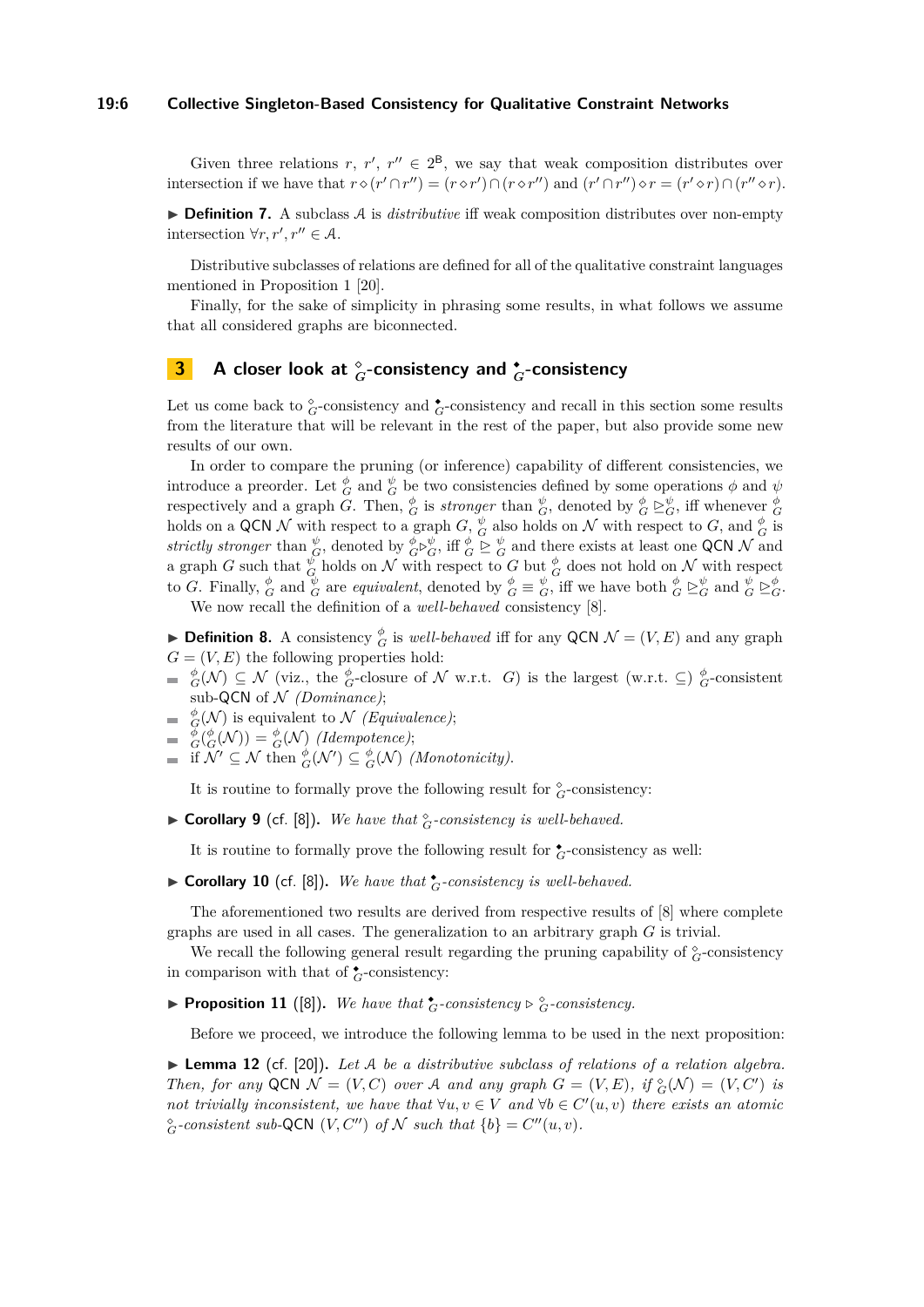Given three relations $r$, $r'$, $r'' \in 2^{\mathsf{B}}$, we say that weak composition distributes over intersection if we have that $r \diamond (r' \cap r'') = (r \diamond r') \cap (r \diamond r'')$ and $(r' \cap r'') \diamond r = (r' \diamond r) \cap (r'' \diamond r)$.

▶ **Definition 7.** A subclass $\mathcal{A}$ is *distributive* iff weak composition distributes over non-empty intersection $\forall r, r', r'' \in \mathcal{A}$.

Distributive subclasses of relations are defined for all of the qualitative constraint languages mentioned in Proposition 1 [20].

Finally, for the sake of simplicity in phrasing some results, in what follows we assume that all considered graphs are biconnected.

## 3 A closer look at $\overset{\diamond}{_G}$-consistency and $\overset{\bullet}{_G}$-consistency

Let us come back to $\overset{\diamond}{_G}$-consistency and $\overset{\bullet}{_G}$-consistency and recall in this section some results from the literature that will be relevant in the rest of the paper, but also provide some new results of our own.

In order to compare the pruning (or inference) capability of different consistencies, we introduce a preorder. Let $\overset{\phi}{_G}$ and $\overset{\psi}{_G}$ be two consistencies defined by some operations $\phi$ and $\psi$ respectively and a graph $G$. Then, $\overset{\phi}{_G}$ is *stronger* than $\overset{\psi}{_G}$, denoted by $\overset{\phi}{_G} \trianglerighteq \overset{\psi}{_G}$, iff whenever $\overset{\phi}{_G}$ holds on a QCN $\mathcal{N}$ with respect to a graph $G$, $\overset{\psi}{_G}$ also holds on $\mathcal{N}$ with respect to $G$, and $\overset{\phi}{_G}$ is *strictly stronger* than $\overset{\psi}{_G}$, denoted by $\overset{\phi}{_G} \triangleright \overset{\psi}{_G}$, iff $\overset{\phi}{_G} \trianglerighteq \overset{\psi}{_G}$ and there exists at least one QCN $\mathcal{N}$ and a graph $G$ such that $\overset{\psi}{_G}$ holds on $\mathcal{N}$ with respect to $G$ but $\overset{\phi}{_G}$ does not hold on $\mathcal{N}$ with respect to $G$. Finally, $\overset{\phi}{_G}$ and $\overset{\psi}{_G}$ are *equivalent*, denoted by $\overset{\phi}{_G} \equiv \overset{\psi}{_G}$, iff we have both $\overset{\phi}{_G} \trianglerighteq \overset{\psi}{_G}$ and $\overset{\psi}{_G} \trianglerighteq \overset{\phi}{_G}$.

We now recall the definition of a *well-behaved* consistency [8].

▶ **Definition 8.** A consistency $\overset{\phi}{_G}$ is *well-behaved* iff for any QCN $\mathcal{N} = (V, E)$ and any graph $G = (V, E)$ the following properties hold:

- $\overset{\phi}{_G}(\mathcal{N}) \subseteq \mathcal{N}$ (viz., the $\overset{\phi}{_G}$-closure of $\mathcal{N}$ w.r.t. $G$) is the largest (w.r.t. $\subseteq$) $\overset{\phi}{_G}$-consistent sub-QCN of $\mathcal{N}$ *(Dominance)*;
- $\overset{\phi}{_G}(\mathcal{N})$ is equivalent to $\mathcal{N}$ *(Equivalence)*;
- $\overset{\phi}{_G}(\overset{\phi}{_G}(\mathcal{N})) = \overset{\phi}{_G}(\mathcal{N})$ *(Idempotence)*;
- if $\mathcal{N}' \subseteq \mathcal{N}$ then $\overset{\phi}{_G}(\mathcal{N}') \subseteq \overset{\phi}{_G}(\mathcal{N})$ *(Monotonicity)*.

It is routine to formally prove the following result for $\overset{\diamond}{_G}$-consistency:

▶ **Corollary 9** (cf. [8]). *We have that $\overset{\diamond}{_G}$-consistency is well-behaved.*

It is routine to formally prove the following result for $\overset{\bullet}{_G}$-consistency as well:

▶ **Corollary 10** (cf. [8]). *We have that $\overset{\bullet}{_G}$-consistency is well-behaved.*

The aforementioned two results are derived from respective results of [8] where complete graphs are used in all cases. The generalization to an arbitrary graph $G$ is trivial.

We recall the following general result regarding the pruning capability of $\overset{\diamond}{_G}$-consistency in comparison with that of $\overset{\bullet}{_G}$-consistency:

▶ **Proposition 11** ([8]). *We have that $\overset{\bullet}{_G}$-consistency $\triangleright$ $\overset{\diamond}{_G}$-consistency.*

Before we proceed, we introduce the following lemma to be used in the next proposition:

▶ **Lemma 12** (cf. [20]). *Let $\mathcal{A}$ be a distributive subclass of relations of a relation algebra. Then, for any QCN $\mathcal{N} = (V, C)$ over $\mathcal{A}$ and any graph $G = (V, E)$, if $\overset{\diamond}{_G}(\mathcal{N}) = (V, C')$ is not trivially inconsistent, we have that $\forall u, v \in V$ and $\forall b \in C'(u, v)$ there exists an atomic $\overset{\diamond}{_G}$-consistent sub-QCN $(V, C'')$ of $\mathcal{N}$ such that $\{b\} = C''(u, v)$.*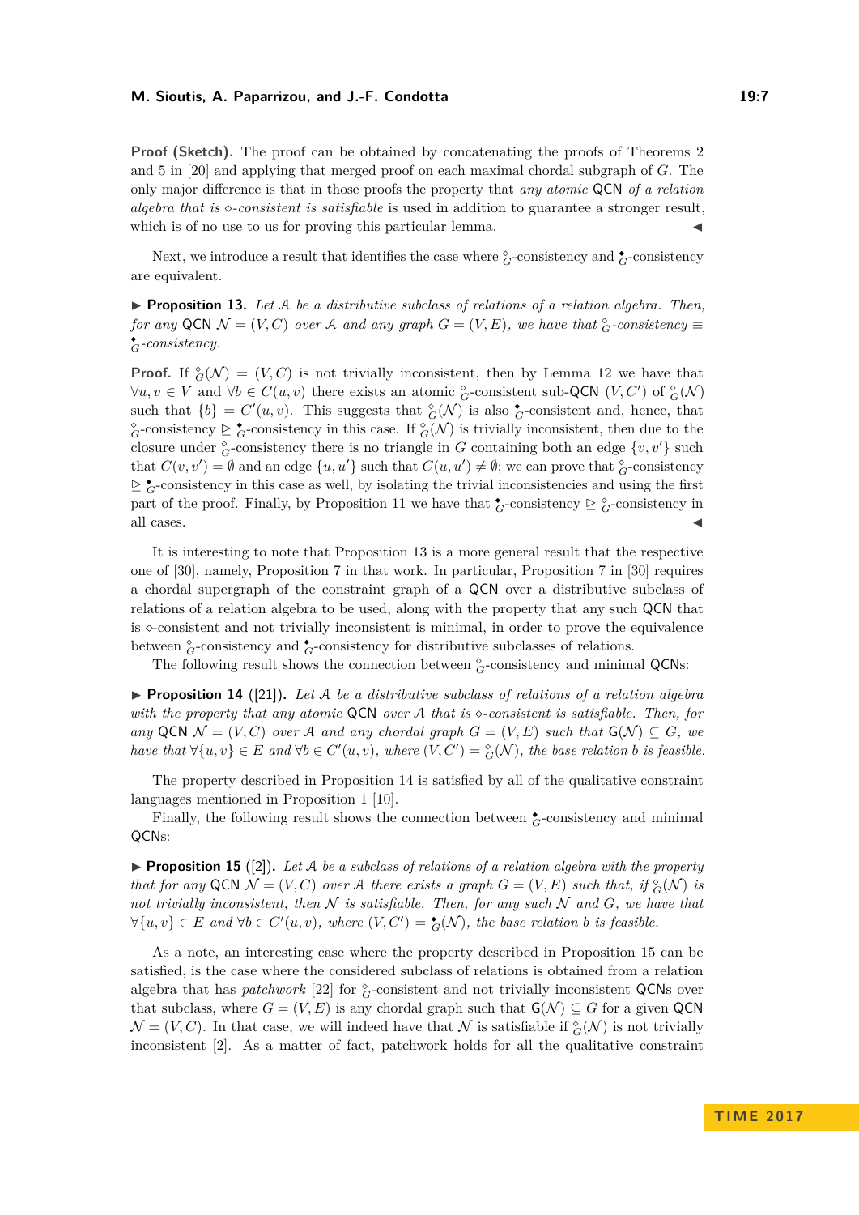**Proof (Sketch).** The proof can be obtained by concatenating the proofs of Theorems 2 and 5 in [20] and applying that merged proof on each maximal chordal subgraph of $G$. The only major difference is that in those proofs the property that *any atomic* QCN *of a relation algebra that is* $\diamond$*-consistent is satisfiable* is used in addition to guarantee a stronger result, which is of no use to us for proving this particular lemma. ◀

Next, we introduce a result that identifies the case where $\mathring{\diamond}_G$-consistency and $\dot{\diamond}_G$-consistency are equivalent.

▶ **Proposition 13.** *Let $\mathcal{A}$ be a distributive subclass of relations of a relation algebra. Then, for any* QCN $\mathcal{N} = (V, C)$ *over* $\mathcal{A}$ *and any graph* $G = (V, E)$*, we have that* $\mathring{\diamond}_G$*-consistency* $\equiv$ $\dot{\diamond}_G$*-consistency.*

**Proof.** If $\mathring{\diamond}_G(\mathcal{N}) = (V, C)$ is not trivially inconsistent, then by Lemma 12 we have that $\forall u, v \in V$ and $\forall b \in C(u, v)$ there exists an atomic $\mathring{\diamond}_G$-consistent sub-QCN $(V, C')$ of $\mathring{\diamond}_G(\mathcal{N})$ such that $\{b\} = C'(u, v)$. This suggests that $\mathring{\diamond}_G(\mathcal{N})$ is also $\dot{\diamond}_G$-consistent and, hence, that $\mathring{\diamond}_G$-consistency $\trianglerighteq$ $\dot{\diamond}_G$-consistency in this case. If $\mathring{\diamond}_G(\mathcal{N})$ is trivially inconsistent, then due to the closure under $\mathring{\diamond}_G$-consistency there is no triangle in $G$ containing both an edge $\{v, v'\}$ such that $C(v, v') = \emptyset$ and an edge $\{u, u'\}$ such that $C(u, u') \neq \emptyset$; we can prove that $\mathring{\diamond}_G$-consistency $\trianglerighteq$ $\dot{\diamond}_G$-consistency in this case as well, by isolating the trivial inconsistencies and using the first part of the proof. Finally, by Proposition 11 we have that $\dot{\diamond}_G$-consistency $\trianglerighteq$ $\mathring{\diamond}_G$-consistency in all cases. ◀

It is interesting to note that Proposition 13 is a more general result that the respective one of [30], namely, Proposition 7 in that work. In particular, Proposition 7 in [30] requires a chordal supergraph of the constraint graph of a QCN over a distributive subclass of relations of a relation algebra to be used, along with the property that any such QCN that is $\diamond$-consistent and not trivially inconsistent is minimal, in order to prove the equivalence between $\mathring{\diamond}_G$-consistency and $\dot{\diamond}_G$-consistency for distributive subclasses of relations.

The following result shows the connection between $\mathring{\diamond}_G$-consistency and minimal QCNs:

▶ **Proposition 14** ([21])**.** *Let $\mathcal{A}$ be a distributive subclass of relations of a relation algebra with the property that any atomic* QCN *over* $\mathcal{A}$ *that is* $\diamond$*-consistent is satisfiable. Then, for any* QCN $\mathcal{N} = (V, C)$ *over* $\mathcal{A}$ *and any chordal graph* $G = (V, E)$ *such that* $\mathsf{G}(\mathcal{N}) \subseteq G$*, we have that* $\forall \{u, v\} \in E$ *and* $\forall b \in C'(u, v)$*, where* $(V, C') = \mathring{\diamond}_G(\mathcal{N})$*, the base relation* $b$ *is feasible.*

The property described in Proposition 14 is satisfied by all of the qualitative constraint languages mentioned in Proposition 1 [10].

Finally, the following result shows the connection between $\dot{\diamond}_G$-consistency and minimal QCNs:

▶ **Proposition 15** ([2])**.** *Let $\mathcal{A}$ be a subclass of relations of a relation algebra with the property that for any* QCN $\mathcal{N} = (V, C)$ *over* $\mathcal{A}$ *there exists a graph* $G = (V, E)$ *such that, if* $\mathring{\diamond}_G(\mathcal{N})$ *is not trivially inconsistent, then* $\mathcal{N}$ *is satisfiable. Then, for any such* $\mathcal{N}$ *and* $G$*, we have that* $\forall \{u, v\} \in E$ *and* $\forall b \in C'(u, v)$*, where* $(V, C') = \dot{\diamond}_G(\mathcal{N})$*, the base relation* $b$ *is feasible.*

As a note, an interesting case where the property described in Proposition 15 can be satisfied, is the case where the considered subclass of relations is obtained from a relation algebra that has *patchwork* [22] for $\mathring{\diamond}_G$-consistent and not trivially inconsistent QCNs over that subclass, where $G = (V, E)$ is any chordal graph such that $\mathsf{G}(\mathcal{N}) \subseteq G$ for a given QCN $\mathcal{N} = (V, C)$. In that case, we will indeed have that $\mathcal{N}$ is satisfiable if $\mathring{\diamond}_G(\mathcal{N})$ is not trivially inconsistent [2]. As a matter of fact, patchwork holds for all the qualitative constraint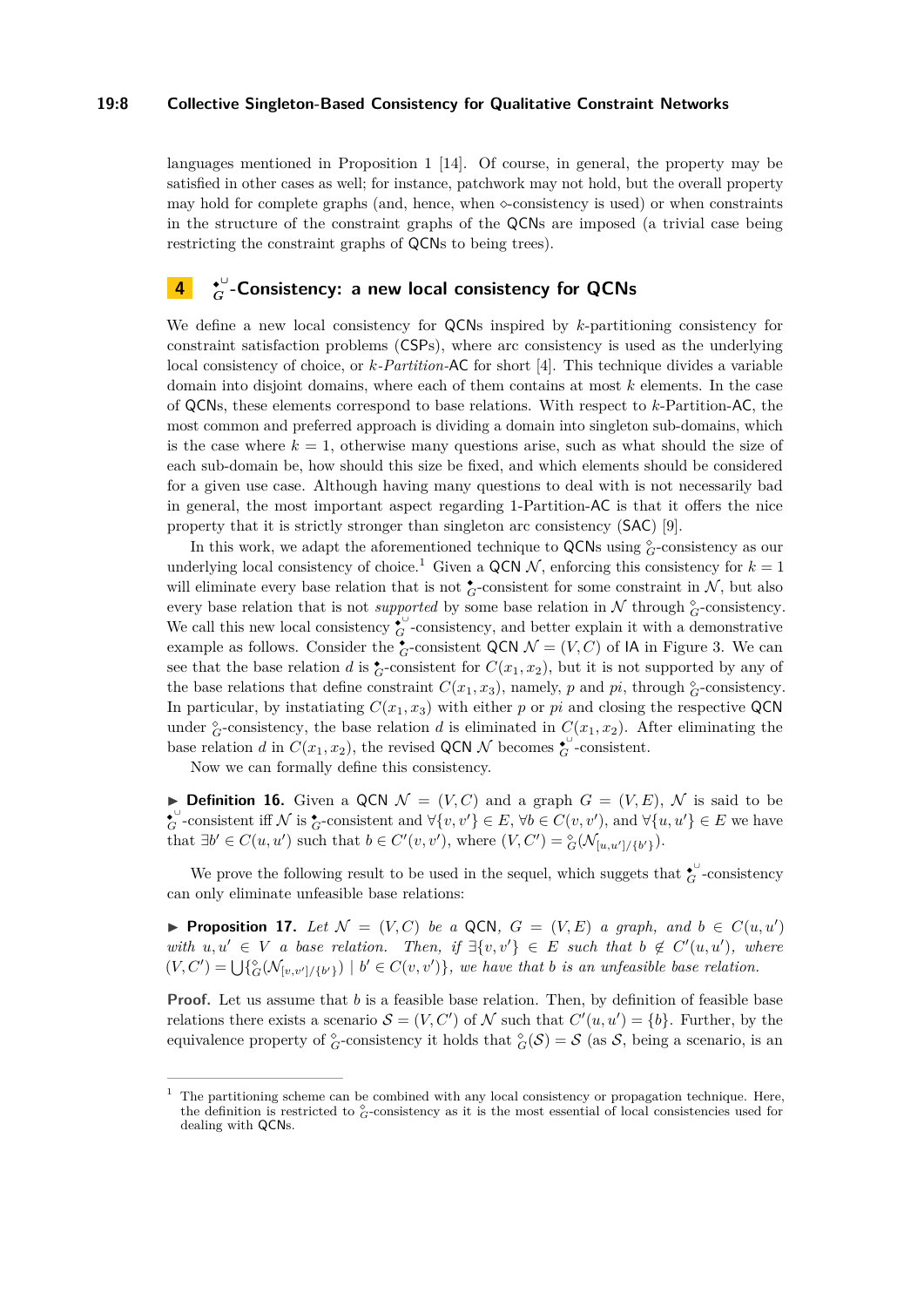languages mentioned in Proposition 1 [14]. Of course, in general, the property may be satisfied in other cases as well; for instance, patchwork may not hold, but the overall property may hold for complete graphs (and, hence, when $\diamond$-consistency is used) or when constraints in the structure of the constraint graphs of the QCNs are imposed (a trivial case being restricting the constraint graphs of QCNs to being trees).

## 4 $\blacklozenge^{\cup}_{G}$-Consistency: a new local consistency for QCNs

We define a new local consistency for QCNs inspired by $k$-partitioning consistency for constraint satisfaction problems (CSPs), where arc consistency is used as the underlying local consistency of choice, or $k$-*Partition*-AC for short [4]. This technique divides a variable domain into disjoint domains, where each of them contains at most $k$ elements. In the case of QCNs, these elements correspond to base relations. With respect to $k$-Partition-AC, the most common and preferred approach is dividing a domain into singleton sub-domains, which is the case where $k = 1$, otherwise many questions arise, such as what should the size of each sub-domain be, how should this size be fixed, and which elements should be considered for a given use case. Although having many questions to deal with is not necessarily bad in general, the most important aspect regarding 1-Partition-AC is that it offers the nice property that it is strictly stronger than singleton arc consistency (SAC) [9].

In this work, we adapt the aforementioned technique to QCNs using $\diamond_G$-consistency as our underlying local consistency of choice.[1] Given a QCN $\mathcal{N}$, enforcing this consistency for $k = 1$ will eliminate every base relation that is not $\blacklozenge_G$-consistent for some constraint in $\mathcal{N}$, but also every base relation that is not *supported* by some base relation in $\mathcal{N}$ through $\diamond_G$-consistency. We call this new local consistency $\blacklozenge^{\cup}_{G}$-consistency, and better explain it with a demonstrative example as follows. Consider the $\blacklozenge_G$-consistent QCN $\mathcal{N} = (V, C)$ of IA in Figure 3. We can see that the base relation $d$ is $\blacklozenge_G$-consistent for $C(x_1, x_2)$, but it is not supported by any of the base relations that define constraint $C(x_1, x_3)$, namely, $p$ and $pi$, through $\diamond_G$-consistency. In particular, by instatiating $C(x_1, x_3)$ with either $p$ or $pi$ and closing the respective QCN under $\diamond_G$-consistency, the base relation $d$ is eliminated in $C(x_1, x_2)$. After eliminating the base relation $d$ in $C(x_1, x_2)$, the revised QCN $\mathcal{N}$ becomes $\blacklozenge^{\cup}_{G}$-consistent.

Now we can formally define this consistency.

▶ **Definition 16.** Given a QCN $\mathcal{N} = (V, C)$ and a graph $G = (V, E)$, $\mathcal{N}$ is said to be $\blacklozenge^{\cup}_{G}$-consistent iff $\mathcal{N}$ is $\blacklozenge_G$-consistent and $\forall \{v, v'\} \in E$, $\forall b \in C(v, v')$, and $\forall \{u, u'\} \in E$ we have that $\exists b' \in C(u, u')$ such that $b \in C'(v, v')$, where $(V, C') = \diamond_G(\mathcal{N}_{[u,u']/\{b'\}})$.

We prove the following result to be used in the sequel, which suggests that $\blacklozenge^{\cup}_{G}$-consistency can only eliminate unfeasible base relations:

▶ **Proposition 17.** *Let $\mathcal{N} = (V, C)$ be a QCN, $G = (V, E)$ a graph, and $b \in C(u, u')$ with $u, u' \in V$ a base relation. Then, if $\exists \{v, v'\} \in E$ such that $b \notin C'(u, u')$, where $(V, C') = \bigcup \{\diamond_G(\mathcal{N}_{[v,v']/\{b'\}}) \mid b' \in C(v, v')\}$, we have that $b$ is an unfeasible base relation.*

**Proof.** Let us assume that $b$ is a feasible base relation. Then, by definition of feasible base relations there exists a scenario $\mathcal{S} = (V, C')$ of $\mathcal{N}$ such that $C'(u, u') = \{b\}$. Further, by the equivalence property of $\diamond_G$-consistency it holds that $\diamond_G(\mathcal{S}) = \mathcal{S}$ (as $\mathcal{S}$, being a scenario, is an

---

[1] The partitioning scheme can be combined with any local consistency or propagation technique. Here, the definition is restricted to $\diamond_G$-consistency as it is the most essential of local consistencies used for dealing with QCNs.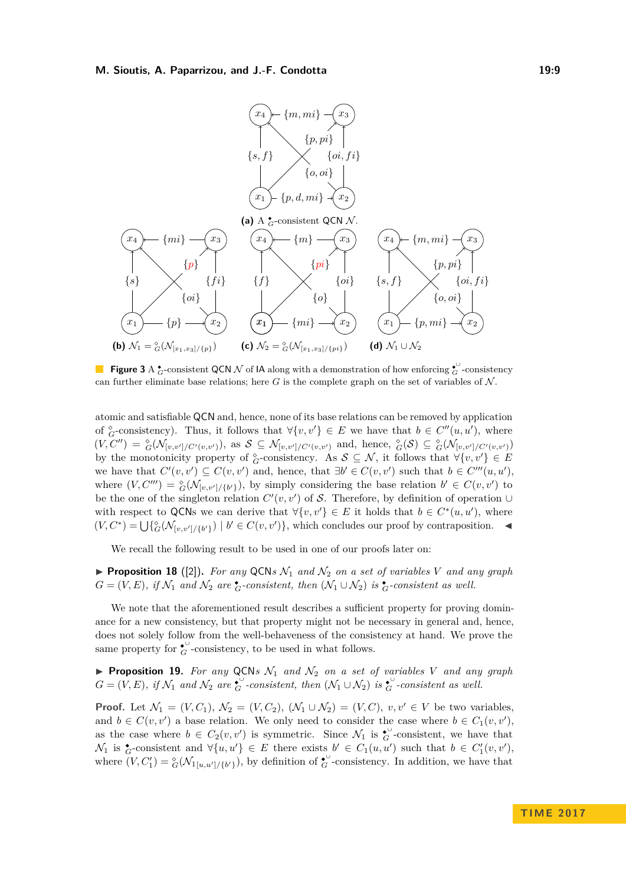(a) A $\overset{\bullet}{_G}$-consistent QCN $\mathcal{N}$.

(b) $\mathcal{N}_1 = \overset{\diamond}{_G}(\mathcal{N}_{[x_1,x_3]/\{p\}})$

(c) $\mathcal{N}_2 = \overset{\diamond}{_G}(\mathcal{N}_{[x_1,x_3]/\{pi\}})$

(d) $\mathcal{N}_1 \cup \mathcal{N}_2$

**Figure 3** A $\overset{\bullet}{_G}$-consistent QCN $\mathcal{N}$ of IA along with a demonstration of how enforcing $\overset{\bullet \cup}{_G}$-consistency can further eliminate base relations; here $G$ is the complete graph on the set of variables of $\mathcal{N}$.

atomic and satisfiable QCN and, hence, none of its base relations can be removed by application of $\overset{\diamond}{_G}$-consistency). Thus, it follows that $\forall\{v,v'\} \in E$ we have that $b \in C''(u,u')$, where $(V,C'') = \overset{\diamond}{_G}(\mathcal{N}_{[v,v']/C'(v,v')})$, as $\mathcal{S} \subseteq \mathcal{N}_{[v,v']/C'(v,v')}$ and, hence, $\overset{\diamond}{_G}(\mathcal{S}) \subseteq \overset{\diamond}{_G}(\mathcal{N}_{[v,v']/C'(v,v')})$ by the monotonicity property of $\overset{\diamond}{_G}$-consistency. As $\mathcal{S} \subseteq \mathcal{N}$, it follows that $\forall\{v,v'\} \in E$ we have that $C'(v,v') \subseteq C(v,v')$ and, hence, that $\exists b' \in C(v,v')$ such that $b \in C'''(u,u')$, where $(V,C''') = \overset{\diamond}{_G}(\mathcal{N}_{[v,v']/\{b'\}})$, by simply considering the base relation $b' \in C(v,v')$ to be the one of the singleton relation $C'(v,v')$ of $\mathcal{S}$. Therefore, by definition of operation $\cup$ with respect to QCNs we can derive that $\forall\{v,v'\} \in E$ it holds that $b \in C^*(u,u')$, where $(V,C^*) = \bigcup\{\overset{\diamond}{_G}(\mathcal{N}_{[v,v']/\{b'\}}) \mid b' \in C(v,v')\}$, which concludes our proof by contraposition. ◀

We recall the following result to be used in one of our proofs later on:

▶ **Proposition 18** ([2]). *For any QCNs $\mathcal{N}_1$ and $\mathcal{N}_2$ on a set of variables $V$ and any graph $G = (V,E)$, if $\mathcal{N}_1$ and $\mathcal{N}_2$ are $\overset{\bullet}{_G}$-consistent, then $(\mathcal{N}_1 \cup \mathcal{N}_2)$ is $\overset{\bullet}{_G}$-consistent as well.*

We note that the aforementioned result describes a sufficient property for proving dominance for a new consistency, but that property might not be necessary in general and, hence, does not solely follow from the well-behaveness of the consistency at hand. We prove the same property for $\overset{\bullet \cup}{_G}$-consistency, to be used in what follows.

▶ **Proposition 19.** *For any QCNs $\mathcal{N}_1$ and $\mathcal{N}_2$ on a set of variables $V$ and any graph $G = (V,E)$, if $\mathcal{N}_1$ and $\mathcal{N}_2$ are $\overset{\bullet \cup}{_G}$-consistent, then $(\mathcal{N}_1 \cup \mathcal{N}_2)$ is $\overset{\bullet \cup}{_G}$-consistent as well.*

**Proof.** Let $\mathcal{N}_1 = (V,C_1)$, $\mathcal{N}_2 = (V,C_2)$, $(\mathcal{N}_1 \cup \mathcal{N}_2) = (V,C)$, $v,v' \in V$ be two variables, and $b \in C(v,v')$ a base relation. We only need to consider the case where $b \in C_1(v,v')$, as the case where $b \in C_2(v,v')$ is symmetric. Since $\mathcal{N}_1$ is $\overset{\bullet \cup}{_G}$-consistent, we have that $\mathcal{N}_1$ is $\overset{\bullet}{_G}$-consistent and $\forall\{u,u'\} \in E$ there exists $b' \in C_1(u,u')$ such that $b \in C_1'(v,v')$, where $(V,C_1') = \overset{\diamond}{_G}(\mathcal{N}_{1[u,u']/\{b'\}})$, by definition of $\overset{\bullet \cup}{_G}$-consistency. In addition, we have that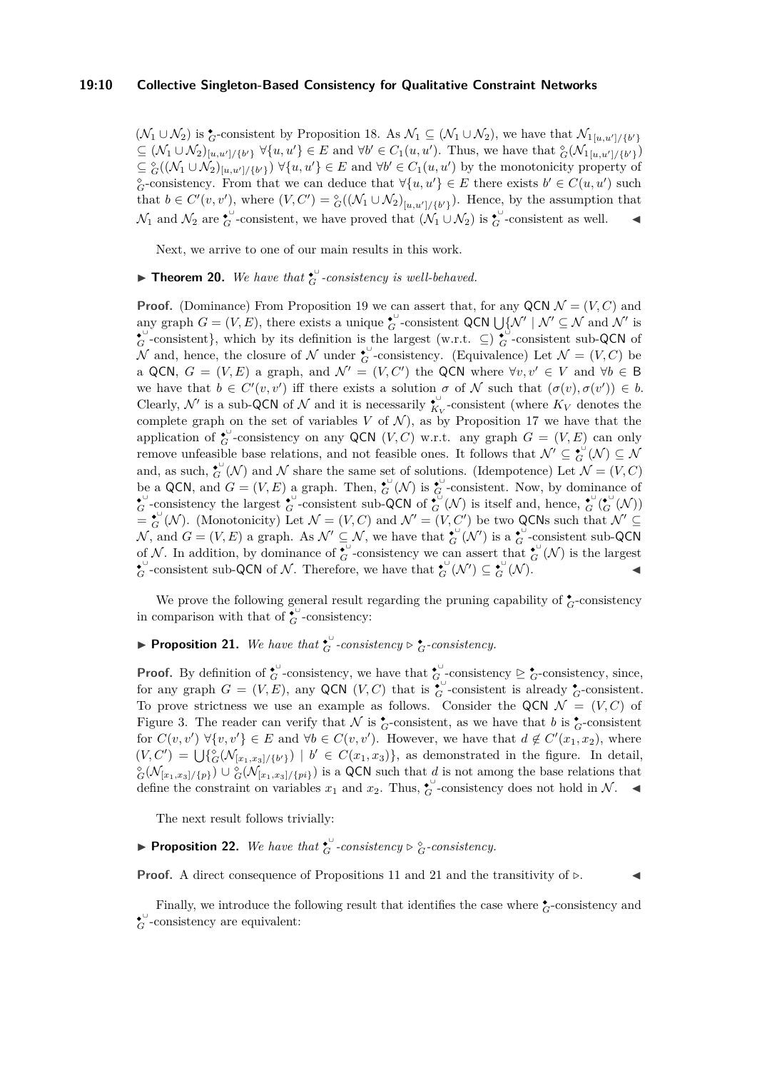$(\mathcal{N}_1 \cup \mathcal{N}_2)$ is $\bullet_G$-consistent by Proposition 18. As $\mathcal{N}_1 \subseteq (\mathcal{N}_1 \cup \mathcal{N}_2)$, we have that $\mathcal{N}_{1[u,u']/\{b'\}} \subseteq (\mathcal{N}_1 \cup \mathcal{N}_2)_{[u,u']/\{b'\}}$ $\forall \{u, u'\} \in E$ and $\forall b' \in C_1(u, u')$. Thus, we have that $\diamond_G(\mathcal{N}_{1[u,u']/\{b'\}}) \subseteq \diamond_G((\mathcal{N}_1 \cup \mathcal{N}_2)_{[u,u']/\{b'\}})$ $\forall \{u, u'\} \in E$ and $\forall b' \in C_1(u, u')$ by the monotonicity property of $\diamond_G$-consistency. From that we can deduce that $\forall \{u, u'\} \in E$ there exists $b' \in C(u, u')$ such that $b \in C'(v, v')$, where $(V, C') = \diamond_G((\mathcal{N}_1 \cup \mathcal{N}_2)_{[u,u']/\{b'\}})$. Hence, by the assumption that $\mathcal{N}_1$ and $\mathcal{N}_2$ are $\bullet_G^{\cup}$-consistent, we have proved that $(\mathcal{N}_1 \cup \mathcal{N}_2)$ is $\bullet_G^{\cup}$-consistent as well. ◀

Next, we arrive to one of our main results in this work.

▶ **Theorem 20.** *We have that $\bullet_G^{\cup}$-consistency is well-behaved.*

**Proof.** (Dominance) From Proposition 19 we can assert that, for any QCN $\mathcal{N} = (V, C)$ and any graph $G = (V, E)$, there exists a unique $\bullet_G^{\cup}$-consistent QCN $\bigcup\{\mathcal{N}' \mid \mathcal{N}' \subseteq \mathcal{N}$ and $\mathcal{N}'$ is $\bullet_G^{\cup}$-consistent$\}$, which by its definition is the largest (w.r.t. $\subseteq$) $\bullet_G^{\cup}$-consistent sub-QCN of $\mathcal{N}$ and, hence, the closure of $\mathcal{N}$ under $\bullet_G^{\cup}$-consistency. (Equivalence) Let $\mathcal{N} = (V, C)$ be a QCN, $G = (V, E)$ a graph, and $\mathcal{N}' = (V, C')$ the QCN where $\forall v, v' \in V$ and $\forall b \in \mathsf{B}$ we have that $b \in C'(v, v')$ iff there exists a solution $\sigma$ of $\mathcal{N}$ such that $(\sigma(v), \sigma(v')) \in b$. Clearly, $\mathcal{N}'$ is a sub-QCN of $\mathcal{N}$ and it is necessarily $\bullet_{K_V}^{\cup}$-consistent (where $K_V$ denotes the complete graph on the set of variables $V$ of $\mathcal{N}$), as by Proposition 17 we have that the application of $\bullet_G^{\cup}$-consistency on any QCN $(V, C)$ w.r.t. any graph $G = (V, E)$ can only remove unfeasible base relations, and not feasible ones. It follows that $\mathcal{N}' \subseteq \bullet_G^{\cup}(\mathcal{N}) \subseteq \mathcal{N}$ and, as such, $\bullet_G^{\cup}(\mathcal{N})$ and $\mathcal{N}$ share the same set of solutions. (Idempotence) Let $\mathcal{N} = (V, C)$ be a QCN, and $G = (V, E)$ a graph. Then, $\bullet_G^{\cup}(\mathcal{N})$ is $\bullet_G^{\cup}$-consistent. Now, by dominance of $\bullet_G^{\cup}$-consistency the largest $\bullet_G^{\cup}$-consistent sub-QCN of $\bullet_G^{\cup}(\mathcal{N})$ is itself and, hence, $\bullet_G^{\cup}(\bullet_G^{\cup}(\mathcal{N})) = \bullet_G^{\cup}(\mathcal{N})$. (Monotonicity) Let $\mathcal{N} = (V, C)$ and $\mathcal{N}' = (V, C')$ be two QCNs such that $\mathcal{N}' \subseteq \mathcal{N}$, and $G = (V, E)$ a graph. As $\mathcal{N}' \subseteq \mathcal{N}$, we have that $\bullet_G^{\cup}(\mathcal{N}')$ is a $\bullet_G^{\cup}$-consistent sub-QCN of $\mathcal{N}$. In addition, by dominance of $\bullet_G^{\cup}$-consistency we can assert that $\bullet_G^{\cup}(\mathcal{N})$ is the largest $\bullet_G^{\cup}$-consistent sub-QCN of $\mathcal{N}$. Therefore, we have that $\bullet_G^{\cup}(\mathcal{N}') \subseteq \bullet_G^{\cup}(\mathcal{N})$. ◀

We prove the following general result regarding the pruning capability of $\bullet_G$-consistency in comparison with that of $\bullet_G^{\cup}$-consistency:

▶ **Proposition 21.** *We have that $\bullet_G^{\cup}$-consistency $\triangleright$ $\bullet_G$-consistency.*

**Proof.** By definition of $\bullet_G^{\cup}$-consistency, we have that $\bullet_G^{\cup}$-consistency $\trianglerighteq$ $\bullet_G$-consistency, since, for any graph $G = (V, E)$, any QCN $(V, C)$ that is $\bullet_G^{\cup}$-consistent is already $\bullet_G$-consistent. To prove strictness we use an example as follows. Consider the QCN $\mathcal{N} = (V, C)$ of Figure 3. The reader can verify that $\mathcal{N}$ is $\bullet_G$-consistent, as we have that $b$ is $\bullet_G$-consistent for $C(v, v')$ $\forall\{v, v'\} \in E$ and $\forall b \in C(v, v')$. However, we have that $d \notin C'(x_1, x_2)$, where $(V, C') = \bigcup\{\diamond_G(\mathcal{N}_{[x_1,x_3]/\{b'\}}) \mid b' \in C(x_1, x_3)\}$, as demonstrated in the figure. In detail, $\diamond_G(\mathcal{N}_{[x_1,x_3]/\{p\}}) \cup \diamond_G(\mathcal{N}_{[x_1,x_3]/\{pi\}})$ is a QCN such that $d$ is not among the base relations that define the constraint on variables $x_1$ and $x_2$. Thus, $\bullet_G^{\cup}$-consistency does not hold in $\mathcal{N}$. ◀

The next result follows trivially:

▶ **Proposition 22.** *We have that $\bullet_G^{\cup}$-consistency $\triangleright$ $\diamond_G$-consistency.*

**Proof.** A direct consequence of Propositions 11 and 21 and the transitivity of $\triangleright$. ◀

Finally, we introduce the following result that identifies the case where $\bullet_G$-consistency and $\bullet_G^{\cup}$-consistency are equivalent: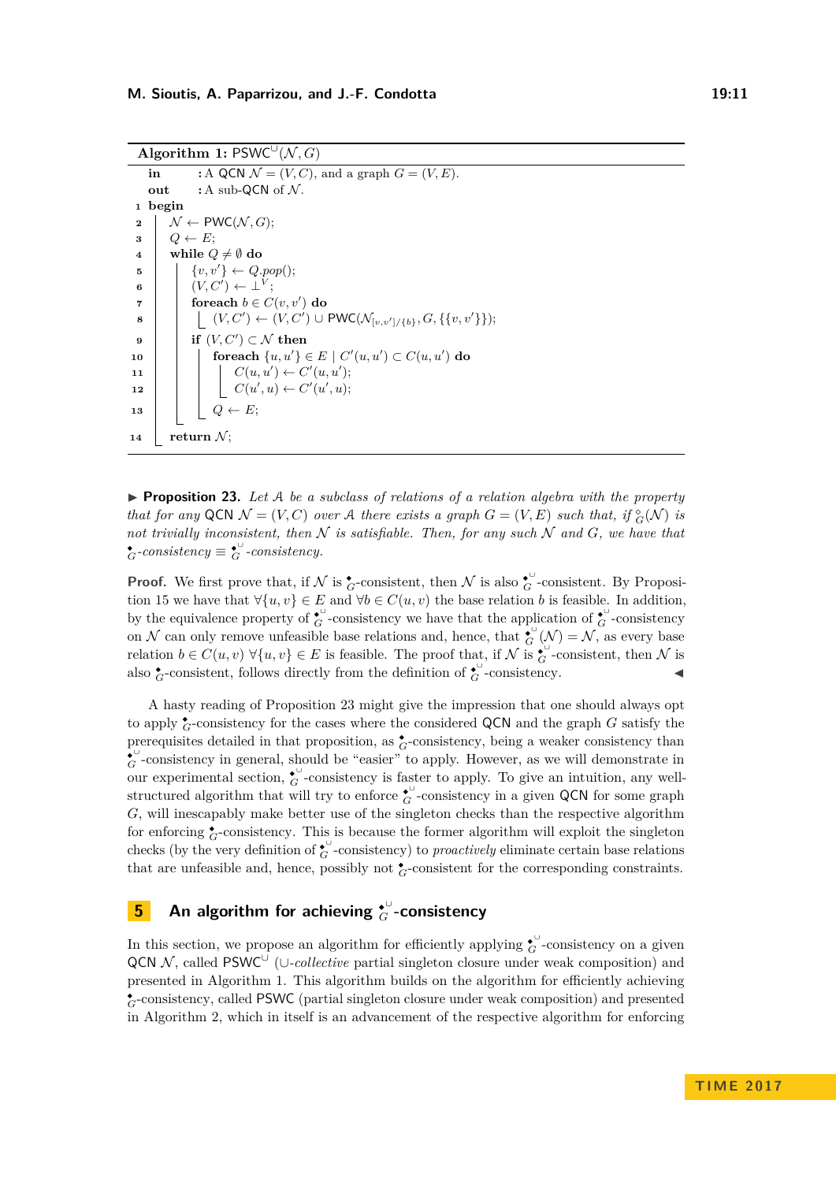**Algorithm 1:** $\mathsf{PSWC}^{\cup}(\mathcal{N}, G)$

```
    in    : A QCN N = (V, C), and a graph G = (V, E).
    out   : A sub-QCN of N.
 1  begin
 2      N ← PWC(N, G);
 3      Q ← E;
 4      while Q ≠ ∅ do
 5          {v, v'} ← Q.pop();
 6          (V, C') ← ⊥^V;
 7          foreach b ∈ C(v, v') do
 8              (V, C') ← (V, C') ∪ PWC(N_[v,v']/{b}, G, {{v, v'}});
 9          if (V, C') ⊂ N then
10              foreach {u, u'} ∈ E | C'(u, u') ⊂ C(u, u') do
11                  C(u, u') ← C'(u, u');
12                  C(u', u) ← C'(u', u);
13              Q ← E;
14      return N;
```

▶ **Proposition 23.** *Let $\mathcal{A}$ be a subclass of relations of a relation algebra with the property that for any* QCN *$\mathcal{N} = (V, C)$ over $\mathcal{A}$ there exists a graph $G = (V, E)$ such that, if $\diamond_G(\mathcal{N})$ is not trivially inconsistent, then $\mathcal{N}$ is satisfiable. Then, for any such $\mathcal{N}$ and $G$, we have that $\blacklozenge_G$-consistency $\equiv \blacklozenge^{\cup}_G$-consistency.*

**Proof.** We first prove that, if $\mathcal{N}$ is $\blacklozenge_G$-consistent, then $\mathcal{N}$ is also $\blacklozenge^{\cup}_G$-consistent. By Proposition 15 we have that $\forall \{u, v\} \in E$ and $\forall b \in C(u, v)$ the base relation $b$ is feasible. In addition, by the equivalence property of $\blacklozenge^{\cup}_G$-consistency we have that the application of $\blacklozenge^{\cup}_G$-consistency on $\mathcal{N}$ can only remove unfeasible base relations and, hence, that $\blacklozenge^{\cup}_G(\mathcal{N}) = \mathcal{N}$, as every base relation $b \in C(u, v)$ $\forall \{u, v\} \in E$ is feasible. The proof that, if $\mathcal{N}$ is $\blacklozenge^{\cup}_G$-consistent, then $\mathcal{N}$ is also $\blacklozenge_G$-consistent, follows directly from the definition of $\blacklozenge^{\cup}_G$-consistency. ◀

A hasty reading of Proposition 23 might give the impression that one should always opt to apply $\blacklozenge_G$-consistency for the cases where the considered QCN and the graph $G$ satisfy the prerequisites detailed in that proposition, as $\blacklozenge_G$-consistency, being a weaker consistency than $\blacklozenge^{\cup}_G$-consistency in general, should be "easier" to apply. However, as we will demonstrate in our experimental section, $\blacklozenge^{\cup}_G$-consistency is faster to apply. To give an intuition, any well-structured algorithm that will try to enforce $\blacklozenge^{\cup}_G$-consistency in a given QCN for some graph $G$, will inescapably make better use of the singleton checks than the respective algorithm for enforcing $\blacklozenge_G$-consistency. This is because the former algorithm will exploit the singleton checks (by the very definition of $\blacklozenge^{\cup}_G$-consistency) to *proactively* eliminate certain base relations that are unfeasible and, hence, possibly not $\blacklozenge_G$-consistent for the corresponding constraints.

## 5 An algorithm for achieving $\blacklozenge^{\cup}_G$-consistency

In this section, we propose an algorithm for efficiently applying $\blacklozenge^{\cup}_G$-consistency on a given QCN $\mathcal{N}$, called $\mathsf{PSWC}^{\cup}$ ($\cup$-*collective* partial singleton closure under weak composition) and presented in Algorithm 1. This algorithm builds on the algorithm for efficiently achieving $\blacklozenge_G$-consistency, called PSWC (partial singleton closure under weak composition) and presented in Algorithm 2, which in itself is an advancement of the respective algorithm for enforcing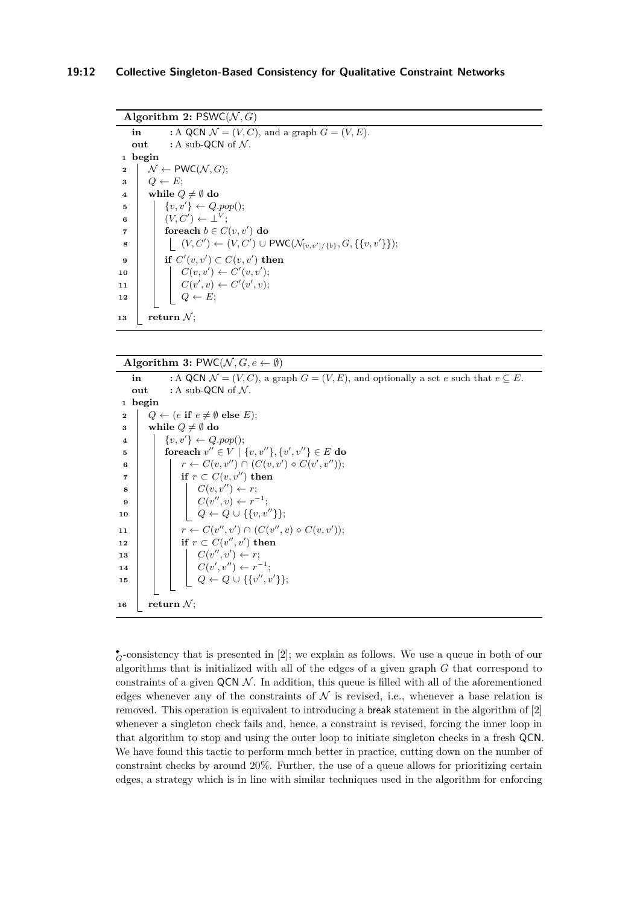**Algorithm 2:** PSWC($\mathcal{N}, G$)

```
in   : A QCN N = (V, C), and a graph G = (V, E).
out  : A sub-QCN of N.
1  begin
2      N ← PWC(N, G);
3      Q ← E;
4      while Q ≠ ∅ do
5          {v, v'} ← Q.pop();
6          (V, C') ← ⊥^V;
7          foreach b ∈ C(v, v') do
8              (V, C') ← (V, C') ∪ PWC(N_[v,v']/{b}, G, {{v, v'}});
9          if C'(v, v') ⊂ C(v, v') then
10             C(v, v') ← C'(v, v');
11             C(v', v) ← C'(v', v);
12             Q ← E;
13     return N;
```

**Algorithm 3:** PWC($\mathcal{N}, G, e \leftarrow \emptyset$)

```
in   : A QCN N = (V, C), a graph G = (V, E), and optionally a set e such that e ⊆ E.
out  : A sub-QCN of N.
1  begin
2      Q ← (e if e ≠ ∅ else E);
3      while Q ≠ ∅ do
4          {v, v'} ← Q.pop();
5          foreach v'' ∈ V | {v, v''}, {v', v''} ∈ E do
6              r ← C(v, v'') ∩ (C(v, v') ⋄ C(v', v''));
7              if r ⊂ C(v, v'') then
8                  C(v, v'') ← r;
9                  C(v'', v) ← r^{-1};
10                 Q ← Q ∪ {{v, v''}};
11             r ← C(v'', v') ∩ (C(v'', v) ⋄ C(v, v'));
12             if r ⊂ C(v'', v') then
13                 C(v'', v') ← r;
14                 C(v', v'') ← r^{-1};
15                 Q ← Q ∪ {{v'', v'}};
16     return N;
```

$\blacklozenge_G$-consistency that is presented in [2]; we explain as follows. We use a queue in both of our algorithms that is initialized with all of the edges of a given graph $G$ that correspond to constraints of a given QCN $\mathcal{N}$. In addition, this queue is filled with all of the aforementioned edges whenever any of the constraints of $\mathcal{N}$ is revised, i.e., whenever a base relation is removed. This operation is equivalent to introducing a break statement in the algorithm of [2] whenever a singleton check fails and, hence, a constraint is revised, forcing the inner loop in that algorithm to stop and using the outer loop to initiate singleton checks in a fresh QCN. We have found this tactic to perform much better in practice, cutting down on the number of constraint checks by around 20%. Further, the use of a queue allows for prioritizing certain edges, a strategy which is in line with similar techniques used in the algorithm for enforcing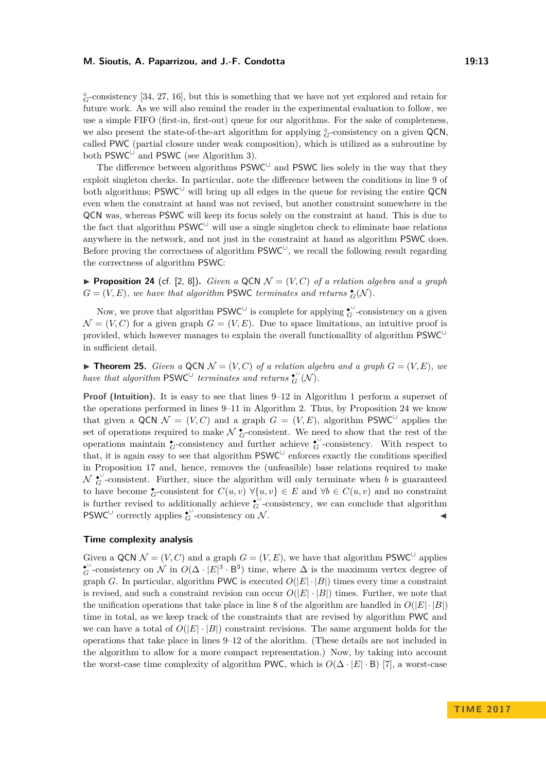$\diamond_G$-consistency [34, 27, 16], but this is something that we have not yet explored and retain for future work. As we will also remind the reader in the experimental evaluation to follow, we use a simple FIFO (first-in, first-out) queue for our algorithms. For the sake of completeness, we also present the state-of-the-art algorithm for applying $\diamond_G$-consistency on a given QCN, called PWC (partial closure under weak composition), which is utilized as a subroutine by both $\mathsf{PSWC}^{\cup}$ and PSWC (see Algorithm 3).

The difference between algorithms $\mathsf{PSWC}^{\cup}$ and PSWC lies solely in the way that they exploit singleton checks. In particular, note the difference between the conditions in line 9 of both algorithms; $\mathsf{PSWC}^{\cup}$ will bring up all edges in the queue for revising the entire QCN even when the constraint at hand was not revised, but another constraint somewhere in the QCN was, whereas PSWC will keep its focus solely on the constraint at hand. This is due to the fact that algorithm $\mathsf{PSWC}^{\cup}$ will use a single singleton check to eliminate base relations anywhere in the network, and not just in the constraint at hand as algorithm PSWC does. Before proving the correctness of algorithm $\mathsf{PSWC}^{\cup}$, we recall the following result regarding the correctness of algorithm PSWC:

▶ **Proposition 24** (cf. [2, 8]). *Given a QCN $\mathcal{N} = (V, C)$ of a relation algebra and a graph $G = (V, E)$, we have that algorithm PSWC terminates and returns $\blacklozenge_G(\mathcal{N})$.*

Now, we prove that algorithm $\mathsf{PSWC}^{\cup}$ is complete for applying $\blacklozenge_G^{\cup}$-consistency on a given $\mathcal{N} = (V, C)$ for a given graph $G = (V, E)$. Due to space limitations, an intuitive proof is provided, which however manages to explain the overall functionallity of algorithm $\mathsf{PSWC}^{\cup}$ in sufficient detail.

▶ **Theorem 25.** *Given a QCN $\mathcal{N} = (V, C)$ of a relation algebra and a graph $G = (V, E)$, we have that algorithm $\mathsf{PSWC}^{\cup}$ terminates and returns $\blacklozenge_G^{\cup}(\mathcal{N})$.*

**Proof (Intuition).** It is easy to see that lines 9–12 in Algorithm 1 perform a superset of the operations performed in lines 9–11 in Algorithm 2. Thus, by Proposition 24 we know that given a QCN $\mathcal{N} = (V, C)$ and a graph $G = (V, E)$, algorithm $\mathsf{PSWC}^{\cup}$ applies the set of operations required to make $\mathcal{N}$ $\blacklozenge_G$-consistent. We need to show that the rest of the operations maintain $\blacklozenge_G$-consistency and further achieve $\blacklozenge_G^{\cup}$-consistency. With respect to that, it is again easy to see that algorithm $\mathsf{PSWC}^{\cup}$ enforces exactly the conditions specified in Proposition 17 and, hence, removes the (unfeasible) base relations required to make $\mathcal{N}$ $\blacklozenge_G^{\cup}$-consistent. Further, since the algorithm will only terminate when $b$ is guaranteed to have become $\blacklozenge_G$-consistent for $C(u, v)$ $\forall \{u, v\} \in E$ and $\forall b \in C(u, v)$ and no constraint is further revised to additionally achieve $\blacklozenge_G^{\cup}$-consistency, we can conclude that algorithm $\mathsf{PSWC}^{\cup}$ correctly applies $\blacklozenge_G^{\cup}$-consistency on $\mathcal{N}$. ◀

### Time complexity analysis

Given a QCN $\mathcal{N} = (V, C)$ and a graph $G = (V, E)$, we have that algorithm $\mathsf{PSWC}^{\cup}$ applies $\blacklozenge_G^{\cup}$-consistency on $\mathcal{N}$ in $O(\Delta \cdot |E|^3 \cdot \mathsf{B}^3)$ time, where $\Delta$ is the maximum vertex degree of graph $G$. In particular, algorithm PWC is executed $O(|E| \cdot |B|)$ times every time a constraint is revised, and such a constraint revision can occur $O(|E| \cdot |B|)$ times. Further, we note that the unification operations that take place in line 8 of the algorithm are handled in $O(|E| \cdot |B|)$ time in total, as we keep track of the constraints that are revised by algorithm PWC and we can have a total of $O(|E| \cdot |B|)$ constraint revisions. The same argument holds for the operations that take place in lines 9–12 of the alorithm. (These details are not included in the algorithm to allow for a more compact representation.) Now, by taking into account the worst-case time complexity of algorithm PWC, which is $O(\Delta \cdot |E| \cdot \mathsf{B})$ [7], a worst-case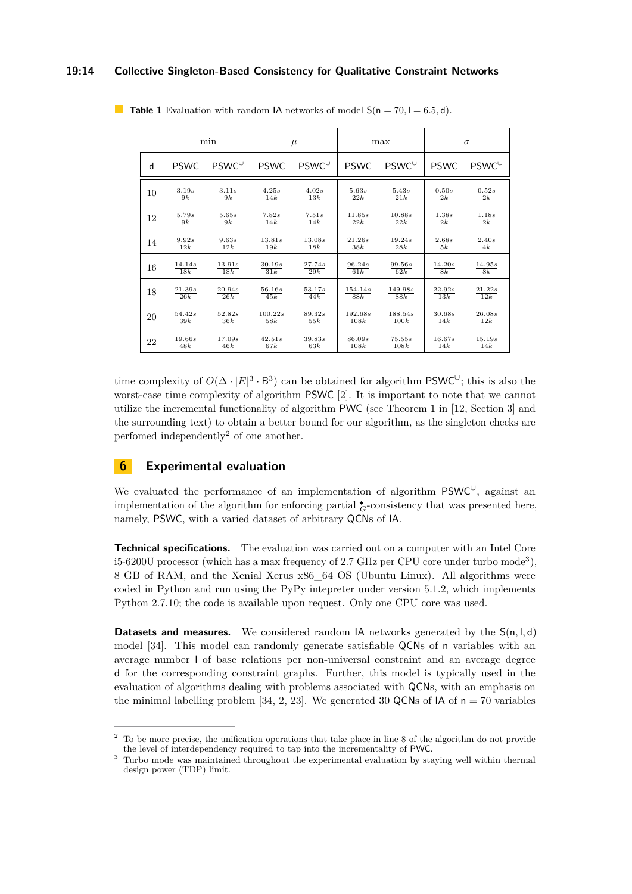**Table 1** Evaluation with random IA networks of model $\mathsf{S}(\mathsf{n} = 70, \mathsf{l} = 6.5, \mathsf{d})$.

| | min | | $\mu$ | | max | | $\sigma$ | |
|---|---|---|---|---|---|---|---|---|
| d | PSWC | PSWC$^{\cup}$ | PSWC | PSWC$^{\cup}$ | PSWC | PSWC$^{\cup}$ | PSWC | PSWC$^{\cup}$ |
| 10 | $\frac{3.19s}{9k}$ | $\frac{3.11s}{9k}$ | $\frac{4.25s}{14k}$ | $\frac{4.02s}{13k}$ | $\frac{5.63s}{22k}$ | $\frac{5.43s}{21k}$ | $\frac{0.50s}{2k}$ | $\frac{0.52s}{2k}$ |
| 12 | $\frac{5.79s}{9k}$ | $\frac{5.65s}{9k}$ | $\frac{7.82s}{14k}$ | $\frac{7.51s}{14k}$ | $\frac{11.85s}{22k}$ | $\frac{10.88s}{22k}$ | $\frac{1.38s}{2k}$ | $\frac{1.18s}{2k}$ |
| 14 | $\frac{9.92s}{12k}$ | $\frac{9.63s}{12k}$ | $\frac{13.81s}{19k}$ | $\frac{13.08s}{18k}$ | $\frac{21.26s}{38k}$ | $\frac{19.24s}{28k}$ | $\frac{2.68s}{5k}$ | $\frac{2.40s}{4k}$ |
| 16 | $\frac{14.14s}{18k}$ | $\frac{13.91s}{18k}$ | $\frac{30.19s}{31k}$ | $\frac{27.74s}{29k}$ | $\frac{96.24s}{61k}$ | $\frac{99.56s}{62k}$ | $\frac{14.20s}{8k}$ | $\frac{14.95s}{8k}$ |
| 18 | $\frac{21.39s}{26k}$ | $\frac{20.94s}{26k}$ | $\frac{56.16s}{45k}$ | $\frac{53.17s}{44k}$ | $\frac{154.14s}{88k}$ | $\frac{149.98s}{88k}$ | $\frac{22.92s}{13k}$ | $\frac{21.22s}{12k}$ |
| 20 | $\frac{54.42s}{39k}$ | $\frac{52.82s}{36k}$ | $\frac{100.22s}{58k}$ | $\frac{89.32s}{55k}$ | $\frac{192.68s}{108k}$ | $\frac{188.54s}{100k}$ | $\frac{30.68s}{14k}$ | $\frac{26.08s}{12k}$ |
| 22 | $\frac{19.66s}{48k}$ | $\frac{17.09s}{46k}$ | $\frac{42.51s}{67k}$ | $\frac{39.83s}{63k}$ | $\frac{86.09s}{108k}$ | $\frac{75.55s}{108k}$ | $\frac{16.67s}{14k}$ | $\frac{15.19s}{14k}$ |

time complexity of $O(\Delta \cdot |E|^3 \cdot \mathsf{B}^3)$ can be obtained for algorithm PSWC$^{\cup}$; this is also the worst-case time complexity of algorithm PSWC [2]. It is important to note that we cannot utilize the incremental functionality of algorithm PWC (see Theorem 1 in [12, Section 3] and the surrounding text) to obtain a better bound for our algorithm, as the singleton checks are perfomed independently[2] of one another.

## 6 Experimental evaluation

We evaluated the performance of an implementation of algorithm PSWC$^{\cup}$, against an implementation of the algorithm for enforcing partial $\bullet_G$-consistency that was presented here, namely, PSWC, with a varied dataset of arbitrary QCNs of IA.

**Technical specifications.** The evaluation was carried out on a computer with an Intel Core i5-6200U processor (which has a max frequency of 2.7 GHz per CPU core under turbo mode[3]), 8 GB of RAM, and the Xenial Xerus x86_64 OS (Ubuntu Linux). All algorithms were coded in Python and run using the PyPy intepreter under version 5.1.2, which implements Python 2.7.10; the code is available upon request. Only one CPU core was used.

**Datasets and measures.** We considered random IA networks generated by the $\mathsf{S}(\mathsf{n}, \mathsf{l}, \mathsf{d})$ model [34]. This model can randomly generate satisfiable QCNs of n variables with an average number l of base relations per non-universal constraint and an average degree d for the corresponding constraint graphs. Further, this model is typically used in the evaluation of algorithms dealing with problems associated with QCNs, with an emphasis on the minimal labelling problem [34, 2, 23]. We generated 30 QCNs of IA of $\mathsf{n} = 70$ variables

[2] To be more precise, the unification operations that take place in line 8 of the algorithm do not provide the level of interdependency required to tap into the incrementality of PWC.

[3] Turbo mode was maintained throughout the experimental evaluation by staying well within thermal design power (TDP) limit.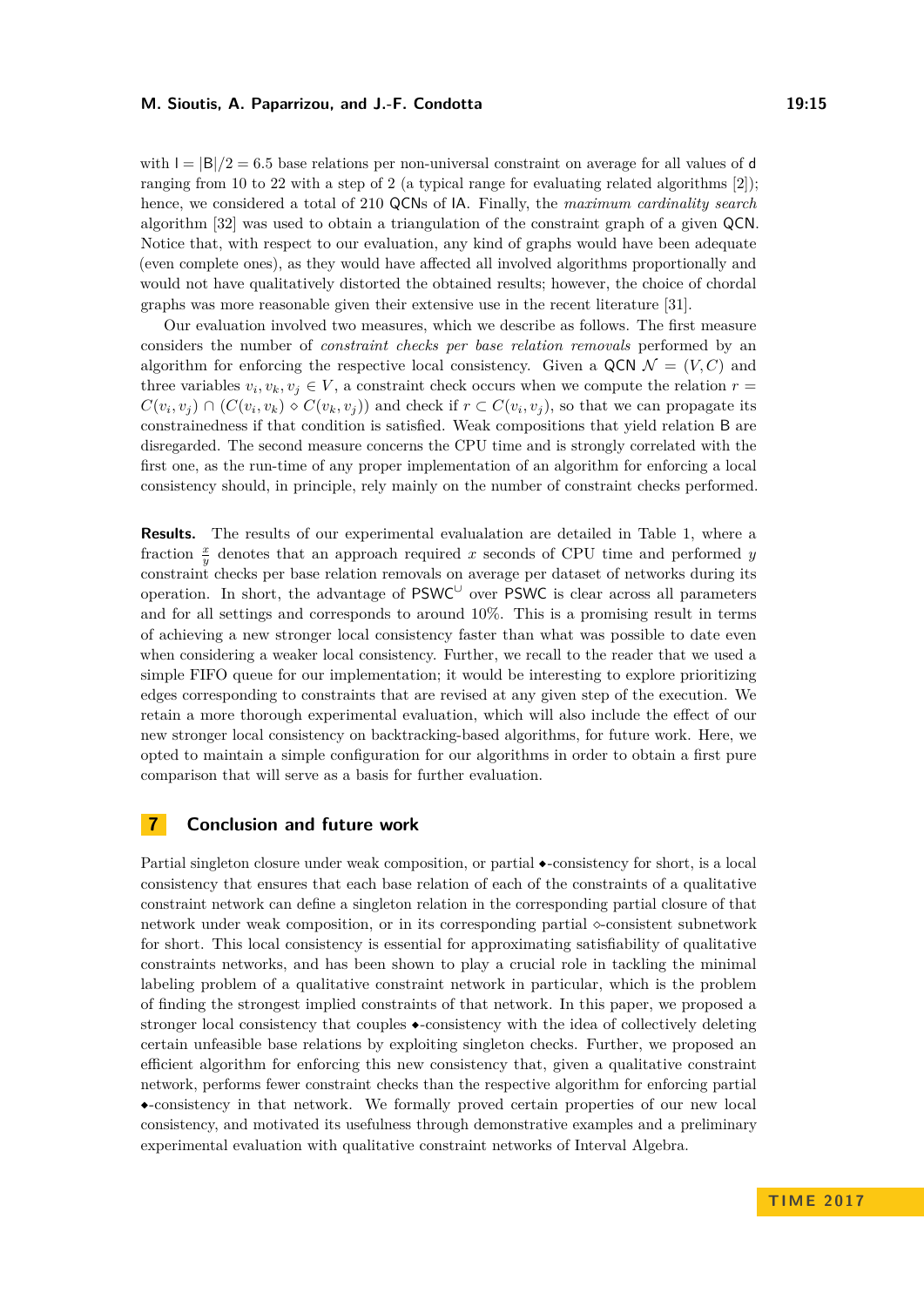with $\mathsf{l} = |\mathsf{B}|/2 = 6.5$ base relations per non-universal constraint on average for all values of $\mathsf{d}$ ranging from 10 to 22 with a step of 2 (a typical range for evaluating related algorithms [2]); hence, we considered a total of 210 QCNs of IA. Finally, the *maximum cardinality search* algorithm [32] was used to obtain a triangulation of the constraint graph of a given QCN. Notice that, with respect to our evaluation, any kind of graphs would have been adequate (even complete ones), as they would have affected all involved algorithms proportionally and would not have qualitatively distorted the obtained results; however, the choice of chordal graphs was more reasonable given their extensive use in the recent literature [31].

Our evaluation involved two measures, which we describe as follows. The first measure considers the number of *constraint checks per base relation removals* performed by an algorithm for enforcing the respective local consistency. Given a QCN $\mathcal{N} = (V, C)$ and three variables $v_i, v_k, v_j \in V$, a constraint check occurs when we compute the relation $r = C(v_i, v_j) \cap (C(v_i, v_k) \diamond C(v_k, v_j))$ and check if $r \subset C(v_i, v_j)$, so that we can propagate its constrainedness if that condition is satisfied. Weak compositions that yield relation B are disregarded. The second measure concerns the CPU time and is strongly correlated with the first one, as the run-time of any proper implementation of an algorithm for enforcing a local consistency should, in principle, rely mainly on the number of constraint checks performed.

**Results.** The results of our experimental evalualation are detailed in Table 1, where a fraction $\frac{x}{y}$ denotes that an approach required $x$ seconds of CPU time and performed $y$ constraint checks per base relation removals on average per dataset of networks during its operation. In short, the advantage of $\mathsf{PSWC}^{\cup}$ over PSWC is clear across all parameters and for all settings and corresponds to around 10%. This is a promising result in terms of achieving a new stronger local consistency faster than what was possible to date even when considering a weaker local consistency. Further, we recall to the reader that we used a simple FIFO queue for our implementation; it would be interesting to explore prioritizing edges corresponding to constraints that are revised at any given step of the execution. We retain a more thorough experimental evaluation, which will also include the effect of our new stronger local consistency on backtracking-based algorithms, for future work. Here, we opted to maintain a simple configuration for our algorithms in order to obtain a first pure comparison that will serve as a basis for further evaluation.

## 7 Conclusion and future work

Partial singleton closure under weak composition, or partial $\blacklozenge$-consistency for short, is a local consistency that ensures that each base relation of each of the constraints of a qualitative constraint network can define a singleton relation in the corresponding partial closure of that network under weak composition, or in its corresponding partial $\diamond$-consistent subnetwork for short. This local consistency is essential for approximating satisfiability of qualitative constraints networks, and has been shown to play a crucial role in tackling the minimal labeling problem of a qualitative constraint network in particular, which is the problem of finding the strongest implied constraints of that network. In this paper, we proposed a stronger local consistency that couples $\blacklozenge$-consistency with the idea of collectively deleting certain unfeasible base relations by exploiting singleton checks. Further, we proposed an efficient algorithm for enforcing this new consistency that, given a qualitative constraint network, performs fewer constraint checks than the respective algorithm for enforcing partial $\blacklozenge$-consistency in that network. We formally proved certain properties of our new local consistency, and motivated its usefulness through demonstrative examples and a preliminary experimental evaluation with qualitative constraint networks of Interval Algebra.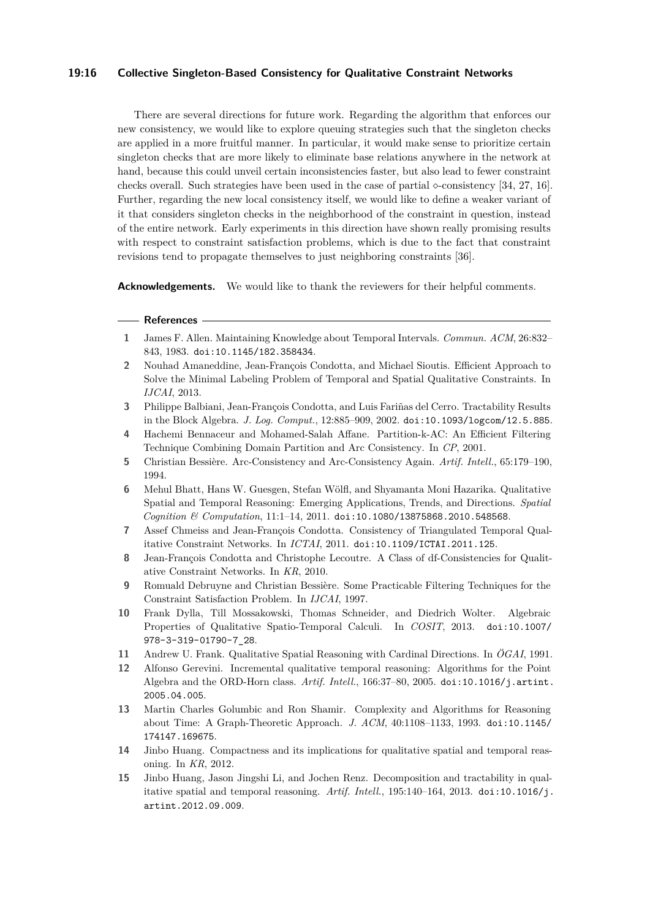There are several directions for future work. Regarding the algorithm that enforces our new consistency, we would like to explore queuing strategies such that the singleton checks are applied in a more fruitful manner. In particular, it would make sense to prioritize certain singleton checks that are more likely to eliminate base relations anywhere in the network at hand, because this could unveil certain inconsistencies faster, but also lead to fewer constraint checks overall. Such strategies have been used in the case of partial $\diamond$-consistency [34, 27, 16]. Further, regarding the new local consistency itself, we would like to define a weaker variant of it that considers singleton checks in the neighborhood of the constraint in question, instead of the entire network. Early experiments in this direction have shown really promising results with respect to constraint satisfaction problems, which is due to the fact that constraint revisions tend to propagate themselves to just neighboring constraints [36].

**Acknowledgements.** We would like to thank the reviewers for their helpful comments.

## References

1. James F. Allen. Maintaining Knowledge about Temporal Intervals. *Commun. ACM*, 26:832–843, 1983. doi:10.1145/182.358434.
2. Nouhad Amaneddine, Jean-François Condotta, and Michael Sioutis. Efficient Approach to Solve the Minimal Labeling Problem of Temporal and Spatial Qualitative Constraints. In *IJCAI*, 2013.
3. Philippe Balbiani, Jean-François Condotta, and Luis Fariñas del Cerro. Tractability Results in the Block Algebra. *J. Log. Comput.*, 12:885–909, 2002. doi:10.1093/logcom/12.5.885.
4. Hachemi Bennaceur and Mohamed-Salah Affane. Partition-k-AC: An Efficient Filtering Technique Combining Domain Partition and Arc Consistency. In *CP*, 2001.
5. Christian Bessière. Arc-Consistency and Arc-Consistency Again. *Artif. Intell.*, 65:179–190, 1994.
6. Mehul Bhatt, Hans W. Guesgen, Stefan Wölfl, and Shyamanta Moni Hazarika. Qualitative Spatial and Temporal Reasoning: Emerging Applications, Trends, and Directions. *Spatial Cognition & Computation*, 11:1–14, 2011. doi:10.1080/13875868.2010.548568.
7. Assef Chmeiss and Jean-François Condotta. Consistency of Triangulated Temporal Qualitative Constraint Networks. In *ICTAI*, 2011. doi:10.1109/ICTAI.2011.125.
8. Jean-François Condotta and Christophe Lecoutre. A Class of df-Consistencies for Qualitative Constraint Networks. In *KR*, 2010.
9. Romuald Debruyne and Christian Bessière. Some Practicable Filtering Techniques for the Constraint Satisfaction Problem. In *IJCAI*, 1997.
10. Frank Dylla, Till Mossakowski, Thomas Schneider, and Diedrich Wolter. Algebraic Properties of Qualitative Spatio-Temporal Calculi. In *COSIT*, 2013. doi:10.1007/978-3-319-01790-7_28.
11. Andrew U. Frank. Qualitative Spatial Reasoning with Cardinal Directions. In *ÖGAI*, 1991.
12. Alfonso Gerevini. Incremental qualitative temporal reasoning: Algorithms for the Point Algebra and the ORD-Horn class. *Artif. Intell.*, 166:37–80, 2005. doi:10.1016/j.artint.2005.04.005.
13. Martin Charles Golumbic and Ron Shamir. Complexity and Algorithms for Reasoning about Time: A Graph-Theoretic Approach. *J. ACM*, 40:1108–1133, 1993. doi:10.1145/174147.169675.
14. Jinbo Huang. Compactness and its implications for qualitative spatial and temporal reasoning. In *KR*, 2012.
15. Jinbo Huang, Jason Jingshi Li, and Jochen Renz. Decomposition and tractability in qualitative spatial and temporal reasoning. *Artif. Intell.*, 195:140–164, 2013. doi:10.1016/j.artint.2012.09.009.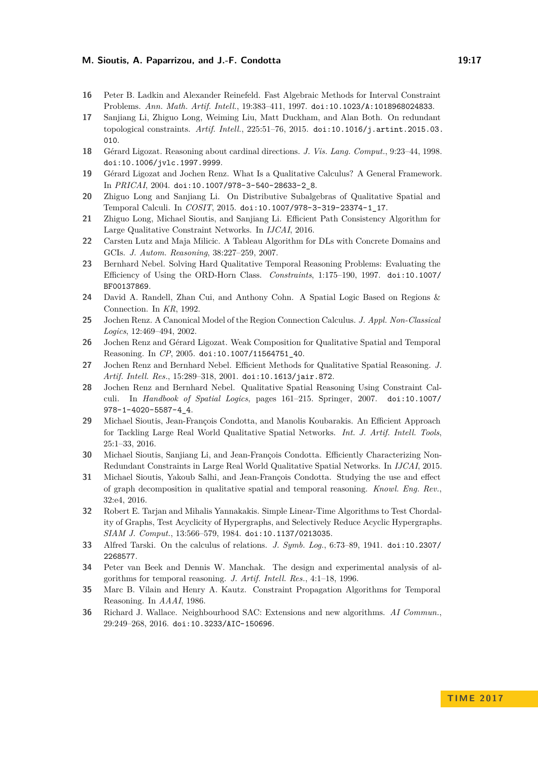16 Peter B. Ladkin and Alexander Reinefeld. Fast Algebraic Methods for Interval Constraint Problems. *Ann. Math. Artif. Intell.*, 19:383–411, 1997. doi:10.1023/A:1018968024833.

17 Sanjiang Li, Zhiguo Long, Weiming Liu, Matt Duckham, and Alan Both. On redundant topological constraints. *Artif. Intell.*, 225:51–76, 2015. doi:10.1016/j.artint.2015.03.010.

18 Gérard Ligozat. Reasoning about cardinal directions. *J. Vis. Lang. Comput.*, 9:23–44, 1998. doi:10.1006/jvlc.1997.9999.

19 Gérard Ligozat and Jochen Renz. What Is a Qualitative Calculus? A General Framework. In *PRICAI*, 2004. doi:10.1007/978-3-540-28633-2_8.

20 Zhiguo Long and Sanjiang Li. On Distributive Subalgebras of Qualitative Spatial and Temporal Calculi. In *COSIT*, 2015. doi:10.1007/978-3-319-23374-1_17.

21 Zhiguo Long, Michael Sioutis, and Sanjiang Li. Efficient Path Consistency Algorithm for Large Qualitative Constraint Networks. In *IJCAI*, 2016.

22 Carsten Lutz and Maja Milicic. A Tableau Algorithm for DLs with Concrete Domains and GCIs. *J. Autom. Reasoning*, 38:227–259, 2007.

23 Bernhard Nebel. Solving Hard Qualitative Temporal Reasoning Problems: Evaluating the Efficiency of Using the ORD-Horn Class. *Constraints*, 1:175–190, 1997. doi:10.1007/BF00137869.

24 David A. Randell, Zhan Cui, and Anthony Cohn. A Spatial Logic Based on Regions & Connection. In *KR*, 1992.

25 Jochen Renz. A Canonical Model of the Region Connection Calculus. *J. Appl. Non-Classical Logics*, 12:469–494, 2002.

26 Jochen Renz and Gérard Ligozat. Weak Composition for Qualitative Spatial and Temporal Reasoning. In *CP*, 2005. doi:10.1007/11564751_40.

27 Jochen Renz and Bernhard Nebel. Efficient Methods for Qualitative Spatial Reasoning. *J. Artif. Intell. Res.*, 15:289–318, 2001. doi:10.1613/jair.872.

28 Jochen Renz and Bernhard Nebel. Qualitative Spatial Reasoning Using Constraint Calculi. In *Handbook of Spatial Logics*, pages 161–215. Springer, 2007. doi:10.1007/978-1-4020-5587-4_4.

29 Michael Sioutis, Jean-François Condotta, and Manolis Koubarakis. An Efficient Approach for Tackling Large Real World Qualitative Spatial Networks. *Int. J. Artif. Intell. Tools*, 25:1–33, 2016.

30 Michael Sioutis, Sanjiang Li, and Jean-François Condotta. Efficiently Characterizing Non-Redundant Constraints in Large Real World Qualitative Spatial Networks. In *IJCAI*, 2015.

31 Michael Sioutis, Yakoub Salhi, and Jean-François Condotta. Studying the use and effect of graph decomposition in qualitative spatial and temporal reasoning. *Knowl. Eng. Rev.*, 32:e4, 2016.

32 Robert E. Tarjan and Mihalis Yannakakis. Simple Linear-Time Algorithms to Test Chordality of Graphs, Test Acyclicity of Hypergraphs, and Selectively Reduce Acyclic Hypergraphs. *SIAM J. Comput.*, 13:566–579, 1984. doi:10.1137/0213035.

33 Alfred Tarski. On the calculus of relations. *J. Symb. Log.*, 6:73–89, 1941. doi:10.2307/2268577.

34 Peter van Beek and Dennis W. Manchak. The design and experimental analysis of algorithms for temporal reasoning. *J. Artif. Intell. Res.*, 4:1–18, 1996.

35 Marc B. Vilain and Henry A. Kautz. Constraint Propagation Algorithms for Temporal Reasoning. In *AAAI*, 1986.

36 Richard J. Wallace. Neighbourhood SAC: Extensions and new algorithms. *AI Commun.*, 29:249–268, 2016. doi:10.3233/AIC-150696.